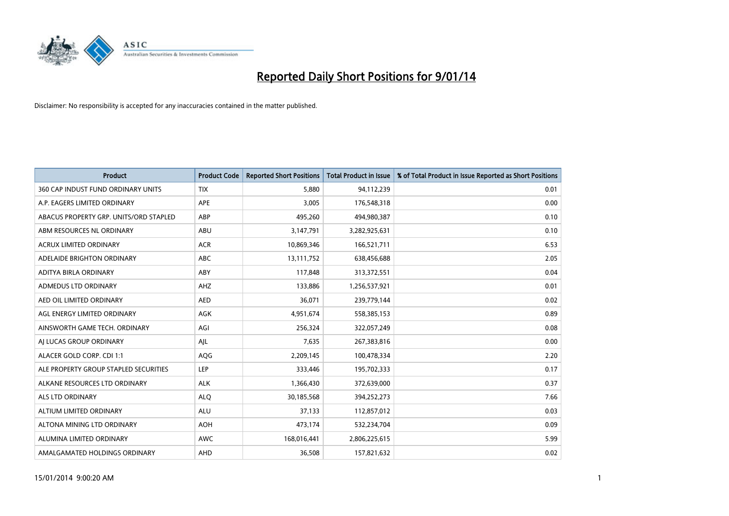# Reported Daily Short Positions for 9/01/14

Disclaimer: No responsibility is accepted for any inaccuracies contained in the matter published.

| Product | Product Code | Reported Short Positions | Total Product in Issue | % of Total Product in Issue Reported as Short Positions |
|---|---|---|---|---|
| 360 CAP INDUST FUND ORDINARY UNITS | TIX | 5,880 | 94,112,239 | 0.01 |
| A.P. EAGERS LIMITED ORDINARY | APE | 3,005 | 176,548,318 | 0.00 |
| ABACUS PROPERTY GRP. UNITS/ORD STAPLED | ABP | 495,260 | 494,980,387 | 0.10 |
| ABM RESOURCES NL ORDINARY | ABU | 3,147,791 | 3,282,925,631 | 0.10 |
| ACRUX LIMITED ORDINARY | ACR | 10,869,346 | 166,521,711 | 6.53 |
| ADELAIDE BRIGHTON ORDINARY | ABC | 13,111,752 | 638,456,688 | 2.05 |
| ADITYA BIRLA ORDINARY | ABY | 117,848 | 313,372,551 | 0.04 |
| ADMEDUS LTD ORDINARY | AHZ | 133,886 | 1,256,537,921 | 0.01 |
| AED OIL LIMITED ORDINARY | AED | 36,071 | 239,779,144 | 0.02 |
| AGL ENERGY LIMITED ORDINARY | AGK | 4,951,674 | 558,385,153 | 0.89 |
| AINSWORTH GAME TECH. ORDINARY | AGI | 256,324 | 322,057,249 | 0.08 |
| AJ LUCAS GROUP ORDINARY | AJL | 7,635 | 267,383,816 | 0.00 |
| ALACER GOLD CORP. CDI 1:1 | AQG | 2,209,145 | 100,478,334 | 2.20 |
| ALE PROPERTY GROUP STAPLED SECURITIES | LEP | 333,446 | 195,702,333 | 0.17 |
| ALKANE RESOURCES LTD ORDINARY | ALK | 1,366,430 | 372,639,000 | 0.37 |
| ALS LTD ORDINARY | ALQ | 30,185,568 | 394,252,273 | 7.66 |
| ALTIUM LIMITED ORDINARY | ALU | 37,133 | 112,857,012 | 0.03 |
| ALTONA MINING LTD ORDINARY | AOH | 473,174 | 532,234,704 | 0.09 |
| ALUMINA LIMITED ORDINARY | AWC | 168,016,441 | 2,806,225,615 | 5.99 |
| AMALGAMATED HOLDINGS ORDINARY | AHD | 36,508 | 157,821,632 | 0.02 |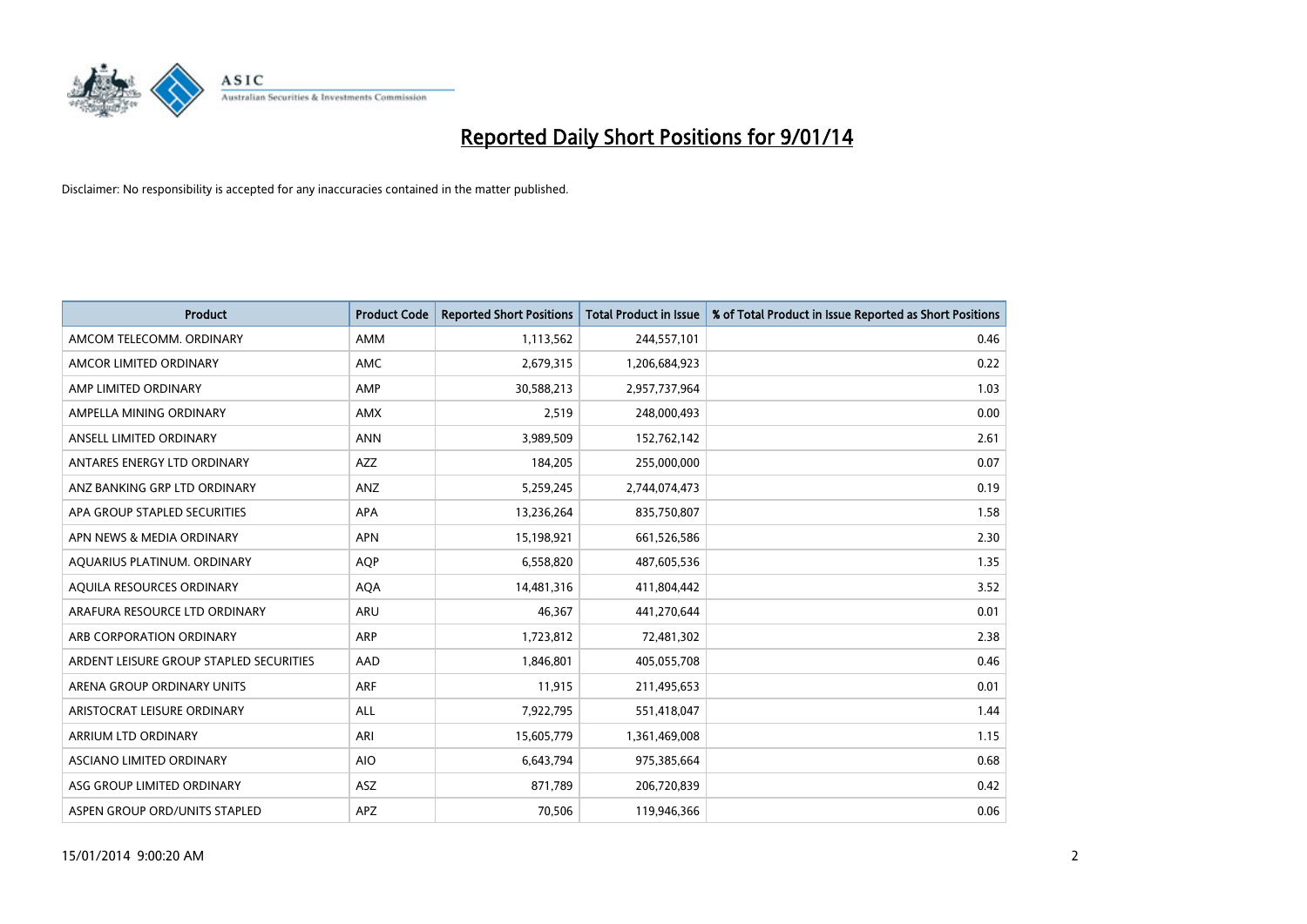# Reported Daily Short Positions for 9/01/14

Disclaimer: No responsibility is accepted for any inaccuracies contained in the matter published.

| Product | Product Code | Reported Short Positions | Total Product in Issue | % of Total Product in Issue Reported as Short Positions |
|---|---|---|---|---|
| AMCOM TELECOMM. ORDINARY | AMM | 1,113,562 | 244,557,101 | 0.46 |
| AMCOR LIMITED ORDINARY | AMC | 2,679,315 | 1,206,684,923 | 0.22 |
| AMP LIMITED ORDINARY | AMP | 30,588,213 | 2,957,737,964 | 1.03 |
| AMPELLA MINING ORDINARY | AMX | 2,519 | 248,000,493 | 0.00 |
| ANSELL LIMITED ORDINARY | ANN | 3,989,509 | 152,762,142 | 2.61 |
| ANTARES ENERGY LTD ORDINARY | AZZ | 184,205 | 255,000,000 | 0.07 |
| ANZ BANKING GRP LTD ORDINARY | ANZ | 5,259,245 | 2,744,074,473 | 0.19 |
| APA GROUP STAPLED SECURITIES | APA | 13,236,264 | 835,750,807 | 1.58 |
| APN NEWS & MEDIA ORDINARY | APN | 15,198,921 | 661,526,586 | 2.30 |
| AQUARIUS PLATINUM. ORDINARY | AQP | 6,558,820 | 487,605,536 | 1.35 |
| AQUILA RESOURCES ORDINARY | AQA | 14,481,316 | 411,804,442 | 3.52 |
| ARAFURA RESOURCE LTD ORDINARY | ARU | 46,367 | 441,270,644 | 0.01 |
| ARB CORPORATION ORDINARY | ARP | 1,723,812 | 72,481,302 | 2.38 |
| ARDENT LEISURE GROUP STAPLED SECURITIES | AAD | 1,846,801 | 405,055,708 | 0.46 |
| ARENA GROUP ORDINARY UNITS | ARF | 11,915 | 211,495,653 | 0.01 |
| ARISTOCRAT LEISURE ORDINARY | ALL | 7,922,795 | 551,418,047 | 1.44 |
| ARRIUM LTD ORDINARY | ARI | 15,605,779 | 1,361,469,008 | 1.15 |
| ASCIANO LIMITED ORDINARY | AIO | 6,643,794 | 975,385,664 | 0.68 |
| ASG GROUP LIMITED ORDINARY | ASZ | 871,789 | 206,720,839 | 0.42 |
| ASPEN GROUP ORD/UNITS STAPLED | APZ | 70,506 | 119,946,366 | 0.06 |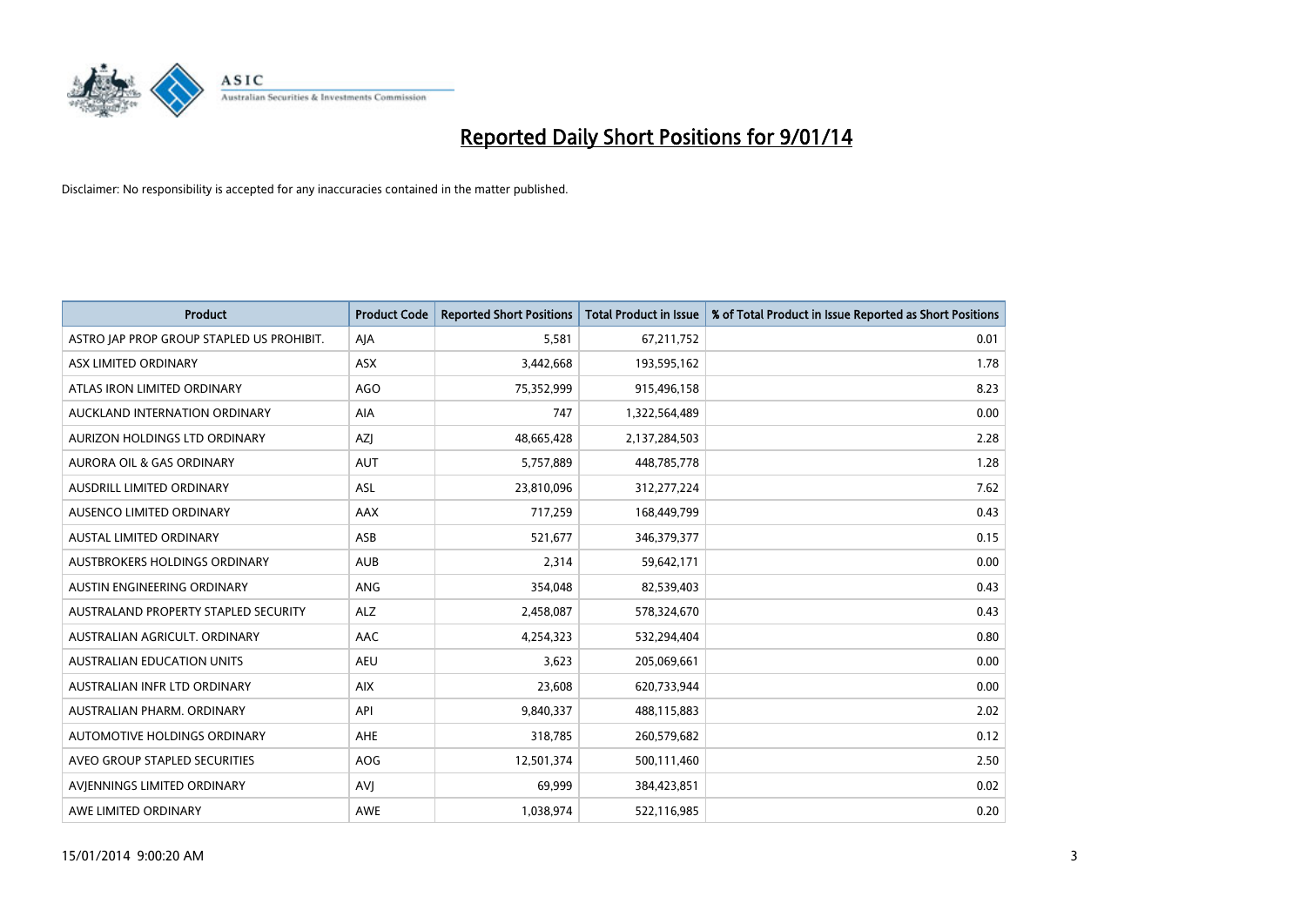# Reported Daily Short Positions for 9/01/14

Disclaimer: No responsibility is accepted for any inaccuracies contained in the matter published.

| Product | Product Code | Reported Short Positions | Total Product in Issue | % of Total Product in Issue Reported as Short Positions |
|---|---|---|---|---|
| ASTRO JAP PROP GROUP STAPLED US PROHIBIT. | AJA | 5,581 | 67,211,752 | 0.01 |
| ASX LIMITED ORDINARY | ASX | 3,442,668 | 193,595,162 | 1.78 |
| ATLAS IRON LIMITED ORDINARY | AGO | 75,352,999 | 915,496,158 | 8.23 |
| AUCKLAND INTERNATION ORDINARY | AIA | 747 | 1,322,564,489 | 0.00 |
| AURIZON HOLDINGS LTD ORDINARY | AZJ | 48,665,428 | 2,137,284,503 | 2.28 |
| AURORA OIL & GAS ORDINARY | AUT | 5,757,889 | 448,785,778 | 1.28 |
| AUSDRILL LIMITED ORDINARY | ASL | 23,810,096 | 312,277,224 | 7.62 |
| AUSENCO LIMITED ORDINARY | AAX | 717,259 | 168,449,799 | 0.43 |
| AUSTAL LIMITED ORDINARY | ASB | 521,677 | 346,379,377 | 0.15 |
| AUSTBROKERS HOLDINGS ORDINARY | AUB | 2,314 | 59,642,171 | 0.00 |
| AUSTIN ENGINEERING ORDINARY | ANG | 354,048 | 82,539,403 | 0.43 |
| AUSTRALAND PROPERTY STAPLED SECURITY | ALZ | 2,458,087 | 578,324,670 | 0.43 |
| AUSTRALIAN AGRICULT. ORDINARY | AAC | 4,254,323 | 532,294,404 | 0.80 |
| AUSTRALIAN EDUCATION UNITS | AEU | 3,623 | 205,069,661 | 0.00 |
| AUSTRALIAN INFR LTD ORDINARY | AIX | 23,608 | 620,733,944 | 0.00 |
| AUSTRALIAN PHARM. ORDINARY | API | 9,840,337 | 488,115,883 | 2.02 |
| AUTOMOTIVE HOLDINGS ORDINARY | AHE | 318,785 | 260,579,682 | 0.12 |
| AVEO GROUP STAPLED SECURITIES | AOG | 12,501,374 | 500,111,460 | 2.50 |
| AVJENNINGS LIMITED ORDINARY | AVJ | 69,999 | 384,423,851 | 0.02 |
| AWE LIMITED ORDINARY | AWE | 1,038,974 | 522,116,985 | 0.20 |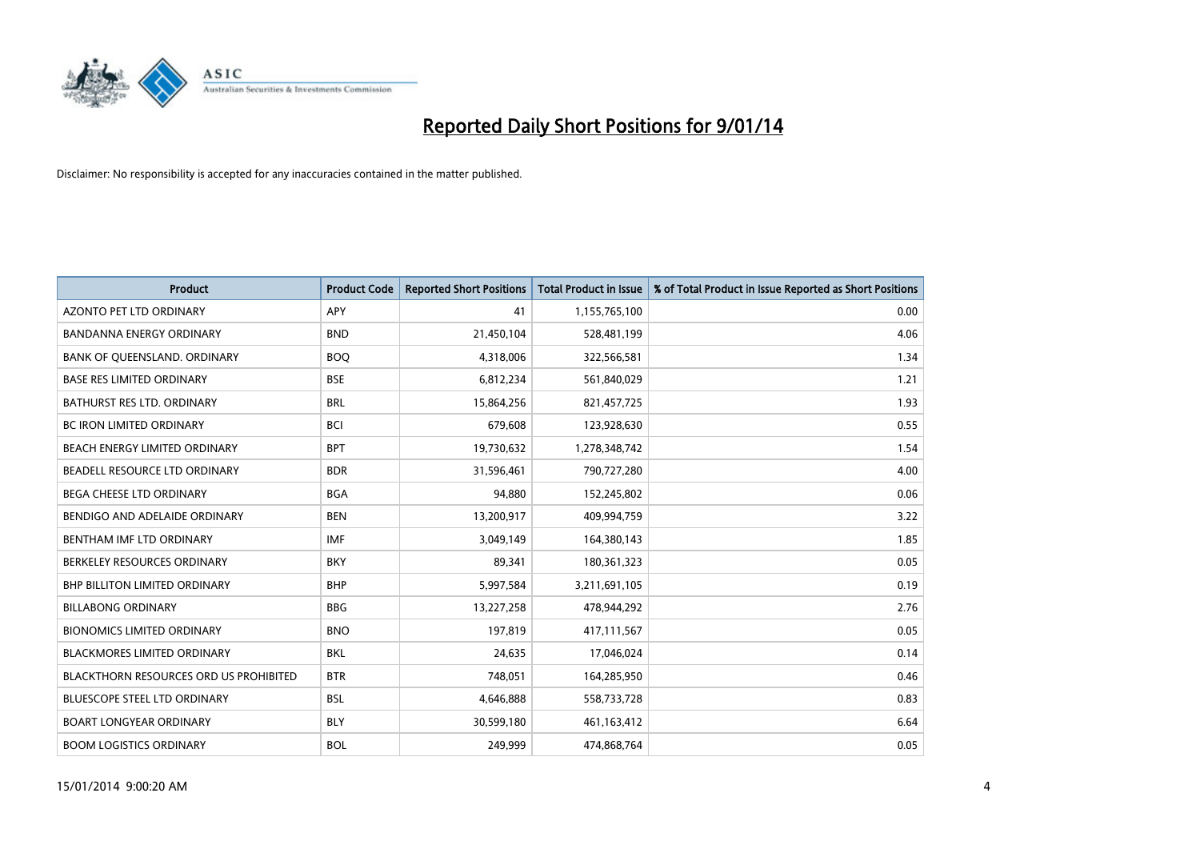# Reported Daily Short Positions for 9/01/14

Disclaimer: No responsibility is accepted for any inaccuracies contained in the matter published.

| Product | Product Code | Reported Short Positions | Total Product in Issue | % of Total Product in Issue Reported as Short Positions |
|---|---|---|---|---|
| AZONTO PET LTD ORDINARY | APY | 41 | 1,155,765,100 | 0.00 |
| BANDANNA ENERGY ORDINARY | BND | 21,450,104 | 528,481,199 | 4.06 |
| BANK OF QUEENSLAND. ORDINARY | BOQ | 4,318,006 | 322,566,581 | 1.34 |
| BASE RES LIMITED ORDINARY | BSE | 6,812,234 | 561,840,029 | 1.21 |
| BATHURST RES LTD. ORDINARY | BRL | 15,864,256 | 821,457,725 | 1.93 |
| BC IRON LIMITED ORDINARY | BCI | 679,608 | 123,928,630 | 0.55 |
| BEACH ENERGY LIMITED ORDINARY | BPT | 19,730,632 | 1,278,348,742 | 1.54 |
| BEADELL RESOURCE LTD ORDINARY | BDR | 31,596,461 | 790,727,280 | 4.00 |
| BEGA CHEESE LTD ORDINARY | BGA | 94,880 | 152,245,802 | 0.06 |
| BENDIGO AND ADELAIDE ORDINARY | BEN | 13,200,917 | 409,994,759 | 3.22 |
| BENTHAM IMF LTD ORDINARY | IMF | 3,049,149 | 164,380,143 | 1.85 |
| BERKELEY RESOURCES ORDINARY | BKY | 89,341 | 180,361,323 | 0.05 |
| BHP BILLITON LIMITED ORDINARY | BHP | 5,997,584 | 3,211,691,105 | 0.19 |
| BILLABONG ORDINARY | BBG | 13,227,258 | 478,944,292 | 2.76 |
| BIONOMICS LIMITED ORDINARY | BNO | 197,819 | 417,111,567 | 0.05 |
| BLACKMORES LIMITED ORDINARY | BKL | 24,635 | 17,046,024 | 0.14 |
| BLACKTHORN RESOURCES ORD US PROHIBITED | BTR | 748,051 | 164,285,950 | 0.46 |
| BLUESCOPE STEEL LTD ORDINARY | BSL | 4,646,888 | 558,733,728 | 0.83 |
| BOART LONGYEAR ORDINARY | BLY | 30,599,180 | 461,163,412 | 6.64 |
| BOOM LOGISTICS ORDINARY | BOL | 249,999 | 474,868,764 | 0.05 |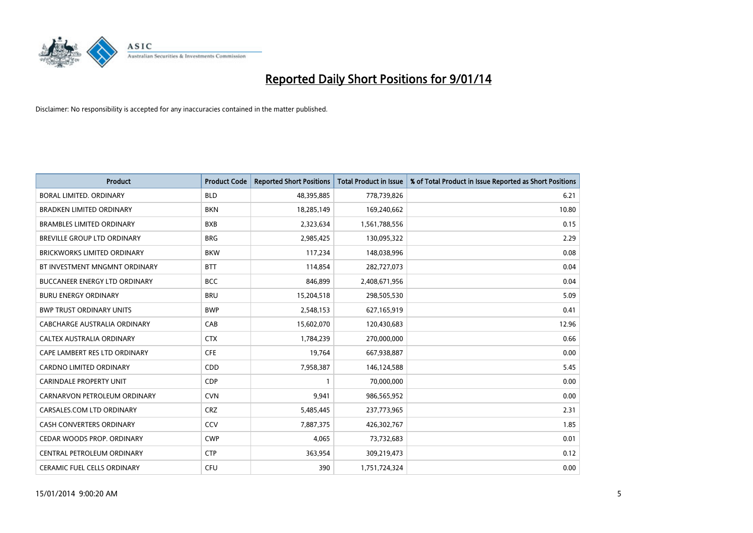# Reported Daily Short Positions for 9/01/14

Disclaimer: No responsibility is accepted for any inaccuracies contained in the matter published.

| Product | Product Code | Reported Short Positions | Total Product in Issue | % of Total Product in Issue Reported as Short Positions |
|---|---|---|---|---|
| BORAL LIMITED. ORDINARY | BLD | 48,395,885 | 778,739,826 | 6.21 |
| BRADKEN LIMITED ORDINARY | BKN | 18,285,149 | 169,240,662 | 10.80 |
| BRAMBLES LIMITED ORDINARY | BXB | 2,323,634 | 1,561,788,556 | 0.15 |
| BREVILLE GROUP LTD ORDINARY | BRG | 2,985,425 | 130,095,322 | 2.29 |
| BRICKWORKS LIMITED ORDINARY | BKW | 117,234 | 148,038,996 | 0.08 |
| BT INVESTMENT MNGMNT ORDINARY | BTT | 114,854 | 282,727,073 | 0.04 |
| BUCCANEER ENERGY LTD ORDINARY | BCC | 846,899 | 2,408,671,956 | 0.04 |
| BURU ENERGY ORDINARY | BRU | 15,204,518 | 298,505,530 | 5.09 |
| BWP TRUST ORDINARY UNITS | BWP | 2,548,153 | 627,165,919 | 0.41 |
| CABCHARGE AUSTRALIA ORDINARY | CAB | 15,602,070 | 120,430,683 | 12.96 |
| CALTEX AUSTRALIA ORDINARY | CTX | 1,784,239 | 270,000,000 | 0.66 |
| CAPE LAMBERT RES LTD ORDINARY | CFE | 19,764 | 667,938,887 | 0.00 |
| CARDNO LIMITED ORDINARY | CDD | 7,958,387 | 146,124,588 | 5.45 |
| CARINDALE PROPERTY UNIT | CDP | 1 | 70,000,000 | 0.00 |
| CARNARVON PETROLEUM ORDINARY | CVN | 9,941 | 986,565,952 | 0.00 |
| CARSALES.COM LTD ORDINARY | CRZ | 5,485,445 | 237,773,965 | 2.31 |
| CASH CONVERTERS ORDINARY | CCV | 7,887,375 | 426,302,767 | 1.85 |
| CEDAR WOODS PROP. ORDINARY | CWP | 4,065 | 73,732,683 | 0.01 |
| CENTRAL PETROLEUM ORDINARY | CTP | 363,954 | 309,219,473 | 0.12 |
| CERAMIC FUEL CELLS ORDINARY | CFU | 390 | 1,751,724,324 | 0.00 |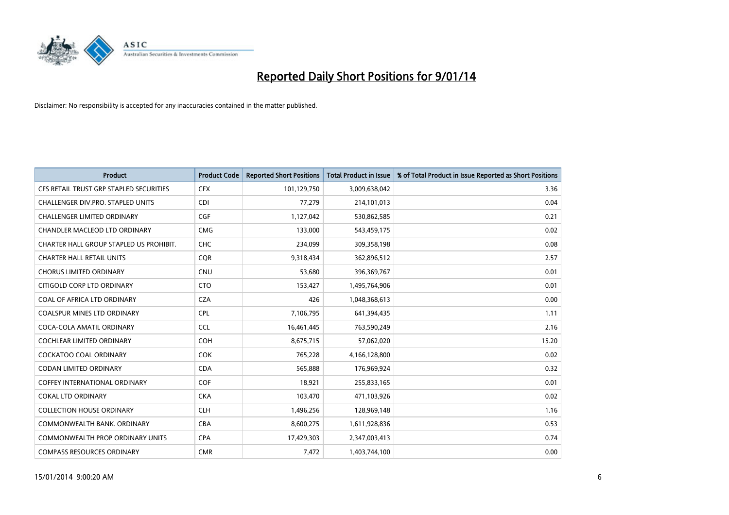# Reported Daily Short Positions for 9/01/14

Disclaimer: No responsibility is accepted for any inaccuracies contained in the matter published.

| Product | Product Code | Reported Short Positions | Total Product in Issue | % of Total Product in Issue Reported as Short Positions |
|---|---|---|---|---|
| CFS RETAIL TRUST GRP STAPLED SECURITIES | CFX | 101,129,750 | 3,009,638,042 | 3.36 |
| CHALLENGER DIV.PRO. STAPLED UNITS | CDI | 77,279 | 214,101,013 | 0.04 |
| CHALLENGER LIMITED ORDINARY | CGF | 1,127,042 | 530,862,585 | 0.21 |
| CHANDLER MACLEOD LTD ORDINARY | CMG | 133,000 | 543,459,175 | 0.02 |
| CHARTER HALL GROUP STAPLED US PROHIBIT. | CHC | 234,099 | 309,358,198 | 0.08 |
| CHARTER HALL RETAIL UNITS | CQR | 9,318,434 | 362,896,512 | 2.57 |
| CHORUS LIMITED ORDINARY | CNU | 53,680 | 396,369,767 | 0.01 |
| CITIGOLD CORP LTD ORDINARY | CTO | 153,427 | 1,495,764,906 | 0.01 |
| COAL OF AFRICA LTD ORDINARY | CZA | 426 | 1,048,368,613 | 0.00 |
| COALSPUR MINES LTD ORDINARY | CPL | 7,106,795 | 641,394,435 | 1.11 |
| COCA-COLA AMATIL ORDINARY | CCL | 16,461,445 | 763,590,249 | 2.16 |
| COCHLEAR LIMITED ORDINARY | COH | 8,675,715 | 57,062,020 | 15.20 |
| COCKATOO COAL ORDINARY | COK | 765,228 | 4,166,128,800 | 0.02 |
| CODAN LIMITED ORDINARY | CDA | 565,888 | 176,969,924 | 0.32 |
| COFFEY INTERNATIONAL ORDINARY | COF | 18,921 | 255,833,165 | 0.01 |
| COKAL LTD ORDINARY | CKA | 103,470 | 471,103,926 | 0.02 |
| COLLECTION HOUSE ORDINARY | CLH | 1,496,256 | 128,969,148 | 1.16 |
| COMMONWEALTH BANK. ORDINARY | CBA | 8,600,275 | 1,611,928,836 | 0.53 |
| COMMONWEALTH PROP ORDINARY UNITS | CPA | 17,429,303 | 2,347,003,413 | 0.74 |
| COMPASS RESOURCES ORDINARY | CMR | 7,472 | 1,403,744,100 | 0.00 |

15/01/2014 9:00:20 AM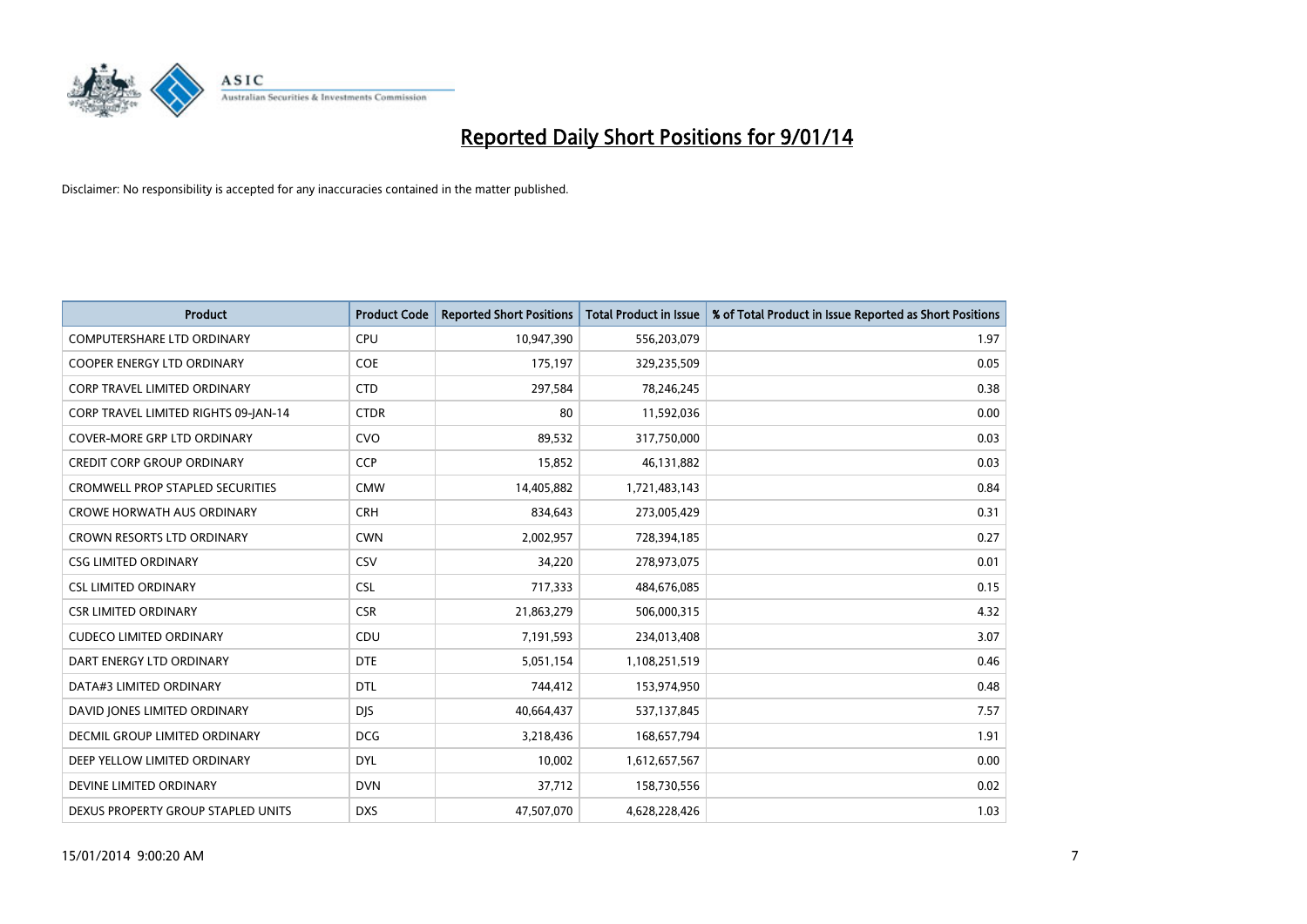# Reported Daily Short Positions for 9/01/14

Disclaimer: No responsibility is accepted for any inaccuracies contained in the matter published.

| Product | Product Code | Reported Short Positions | Total Product in Issue | % of Total Product in Issue Reported as Short Positions |
|---|---|---|---|---|
| COMPUTERSHARE LTD ORDINARY | CPU | 10,947,390 | 556,203,079 | 1.97 |
| COOPER ENERGY LTD ORDINARY | COE | 175,197 | 329,235,509 | 0.05 |
| CORP TRAVEL LIMITED ORDINARY | CTD | 297,584 | 78,246,245 | 0.38 |
| CORP TRAVEL LIMITED RIGHTS 09-JAN-14 | CTDR | 80 | 11,592,036 | 0.00 |
| COVER-MORE GRP LTD ORDINARY | CVO | 89,532 | 317,750,000 | 0.03 |
| CREDIT CORP GROUP ORDINARY | CCP | 15,852 | 46,131,882 | 0.03 |
| CROMWELL PROP STAPLED SECURITIES | CMW | 14,405,882 | 1,721,483,143 | 0.84 |
| CROWE HORWATH AUS ORDINARY | CRH | 834,643 | 273,005,429 | 0.31 |
| CROWN RESORTS LTD ORDINARY | CWN | 2,002,957 | 728,394,185 | 0.27 |
| CSG LIMITED ORDINARY | CSV | 34,220 | 278,973,075 | 0.01 |
| CSL LIMITED ORDINARY | CSL | 717,333 | 484,676,085 | 0.15 |
| CSR LIMITED ORDINARY | CSR | 21,863,279 | 506,000,315 | 4.32 |
| CUDECO LIMITED ORDINARY | CDU | 7,191,593 | 234,013,408 | 3.07 |
| DART ENERGY LTD ORDINARY | DTE | 5,051,154 | 1,108,251,519 | 0.46 |
| DATA#3 LIMITED ORDINARY | DTL | 744,412 | 153,974,950 | 0.48 |
| DAVID JONES LIMITED ORDINARY | DJS | 40,664,437 | 537,137,845 | 7.57 |
| DECMIL GROUP LIMITED ORDINARY | DCG | 3,218,436 | 168,657,794 | 1.91 |
| DEEP YELLOW LIMITED ORDINARY | DYL | 10,002 | 1,612,657,567 | 0.00 |
| DEVINE LIMITED ORDINARY | DVN | 37,712 | 158,730,556 | 0.02 |
| DEXUS PROPERTY GROUP STAPLED UNITS | DXS | 47,507,070 | 4,628,228,426 | 1.03 |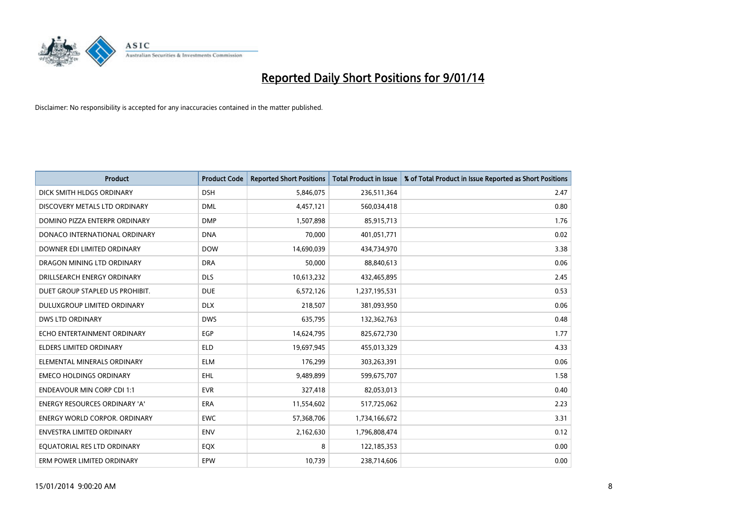# Reported Daily Short Positions for 9/01/14

Disclaimer: No responsibility is accepted for any inaccuracies contained in the matter published.

| Product | Product Code | Reported Short Positions | Total Product in Issue | % of Total Product in Issue Reported as Short Positions |
|---|---|---|---|---|
| DICK SMITH HLDGS ORDINARY | DSH | 5,846,075 | 236,511,364 | 2.47 |
| DISCOVERY METALS LTD ORDINARY | DML | 4,457,121 | 560,034,418 | 0.80 |
| DOMINO PIZZA ENTERPR ORDINARY | DMP | 1,507,898 | 85,915,713 | 1.76 |
| DONACO INTERNATIONAL ORDINARY | DNA | 70,000 | 401,051,771 | 0.02 |
| DOWNER EDI LIMITED ORDINARY | DOW | 14,690,039 | 434,734,970 | 3.38 |
| DRAGON MINING LTD ORDINARY | DRA | 50,000 | 88,840,613 | 0.06 |
| DRILLSEARCH ENERGY ORDINARY | DLS | 10,613,232 | 432,465,895 | 2.45 |
| DUET GROUP STAPLED US PROHIBIT. | DUE | 6,572,126 | 1,237,195,531 | 0.53 |
| DULUXGROUP LIMITED ORDINARY | DLX | 218,507 | 381,093,950 | 0.06 |
| DWS LTD ORDINARY | DWS | 635,795 | 132,362,763 | 0.48 |
| ECHO ENTERTAINMENT ORDINARY | EGP | 14,624,795 | 825,672,730 | 1.77 |
| ELDERS LIMITED ORDINARY | ELD | 19,697,945 | 455,013,329 | 4.33 |
| ELEMENTAL MINERALS ORDINARY | ELM | 176,299 | 303,263,391 | 0.06 |
| EMECO HOLDINGS ORDINARY | EHL | 9,489,899 | 599,675,707 | 1.58 |
| ENDEAVOUR MIN CORP CDI 1:1 | EVR | 327,418 | 82,053,013 | 0.40 |
| ENERGY RESOURCES ORDINARY 'A' | ERA | 11,554,602 | 517,725,062 | 2.23 |
| ENERGY WORLD CORPOR. ORDINARY | EWC | 57,368,706 | 1,734,166,672 | 3.31 |
| ENVESTRA LIMITED ORDINARY | ENV | 2,162,630 | 1,796,808,474 | 0.12 |
| EQUATORIAL RES LTD ORDINARY | EQX | 8 | 122,185,353 | 0.00 |
| ERM POWER LIMITED ORDINARY | EPW | 10,739 | 238,714,606 | 0.00 |

15/01/2014 9:00:20 AM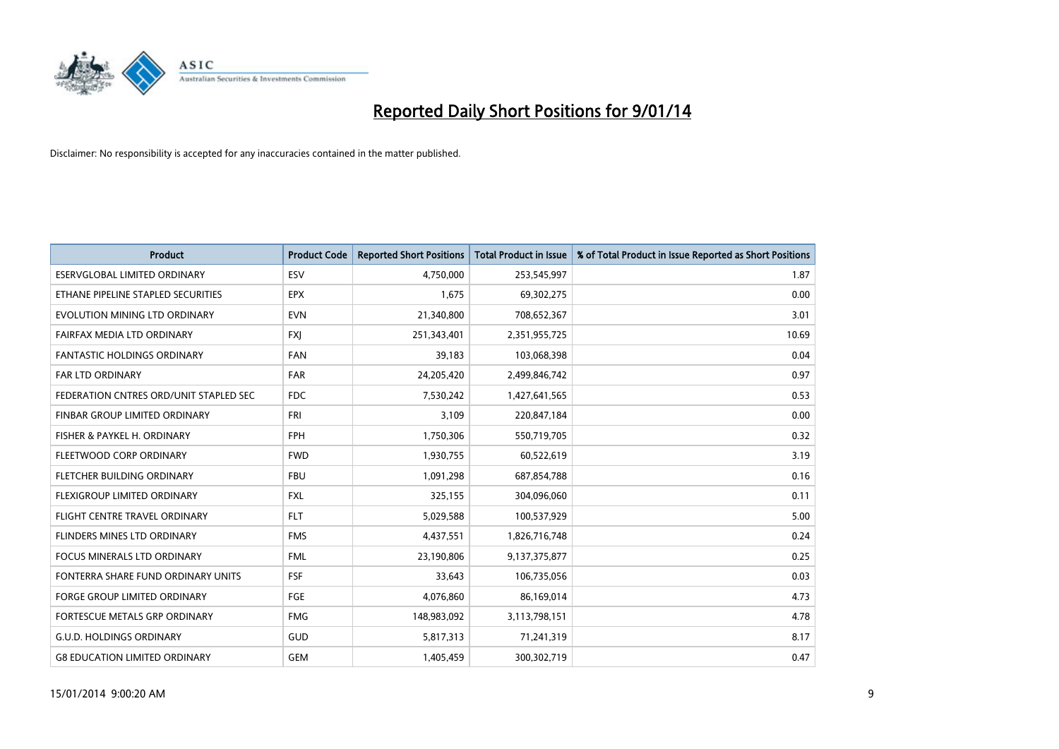# Reported Daily Short Positions for 9/01/14

Disclaimer: No responsibility is accepted for any inaccuracies contained in the matter published.

| Product | Product Code | Reported Short Positions | Total Product in Issue | % of Total Product in Issue Reported as Short Positions |
|---|---|---|---|---|
| ESERVGLOBAL LIMITED ORDINARY | ESV | 4,750,000 | 253,545,997 | 1.87 |
| ETHANE PIPELINE STAPLED SECURITIES | EPX | 1,675 | 69,302,275 | 0.00 |
| EVOLUTION MINING LTD ORDINARY | EVN | 21,340,800 | 708,652,367 | 3.01 |
| FAIRFAX MEDIA LTD ORDINARY | FXJ | 251,343,401 | 2,351,955,725 | 10.69 |
| FANTASTIC HOLDINGS ORDINARY | FAN | 39,183 | 103,068,398 | 0.04 |
| FAR LTD ORDINARY | FAR | 24,205,420 | 2,499,846,742 | 0.97 |
| FEDERATION CNTRES ORD/UNIT STAPLED SEC | FDC | 7,530,242 | 1,427,641,565 | 0.53 |
| FINBAR GROUP LIMITED ORDINARY | FRI | 3,109 | 220,847,184 | 0.00 |
| FISHER & PAYKEL H. ORDINARY | FPH | 1,750,306 | 550,719,705 | 0.32 |
| FLEETWOOD CORP ORDINARY | FWD | 1,930,755 | 60,522,619 | 3.19 |
| FLETCHER BUILDING ORDINARY | FBU | 1,091,298 | 687,854,788 | 0.16 |
| FLEXIGROUP LIMITED ORDINARY | FXL | 325,155 | 304,096,060 | 0.11 |
| FLIGHT CENTRE TRAVEL ORDINARY | FLT | 5,029,588 | 100,537,929 | 5.00 |
| FLINDERS MINES LTD ORDINARY | FMS | 4,437,551 | 1,826,716,748 | 0.24 |
| FOCUS MINERALS LTD ORDINARY | FML | 23,190,806 | 9,137,375,877 | 0.25 |
| FONTERRA SHARE FUND ORDINARY UNITS | FSF | 33,643 | 106,735,056 | 0.03 |
| FORGE GROUP LIMITED ORDINARY | FGE | 4,076,860 | 86,169,014 | 4.73 |
| FORTESCUE METALS GRP ORDINARY | FMG | 148,983,092 | 3,113,798,151 | 4.78 |
| G.U.D. HOLDINGS ORDINARY | GUD | 5,817,313 | 71,241,319 | 8.17 |
| G8 EDUCATION LIMITED ORDINARY | GEM | 1,405,459 | 300,302,719 | 0.47 |

15/01/2014 9:00:20 AM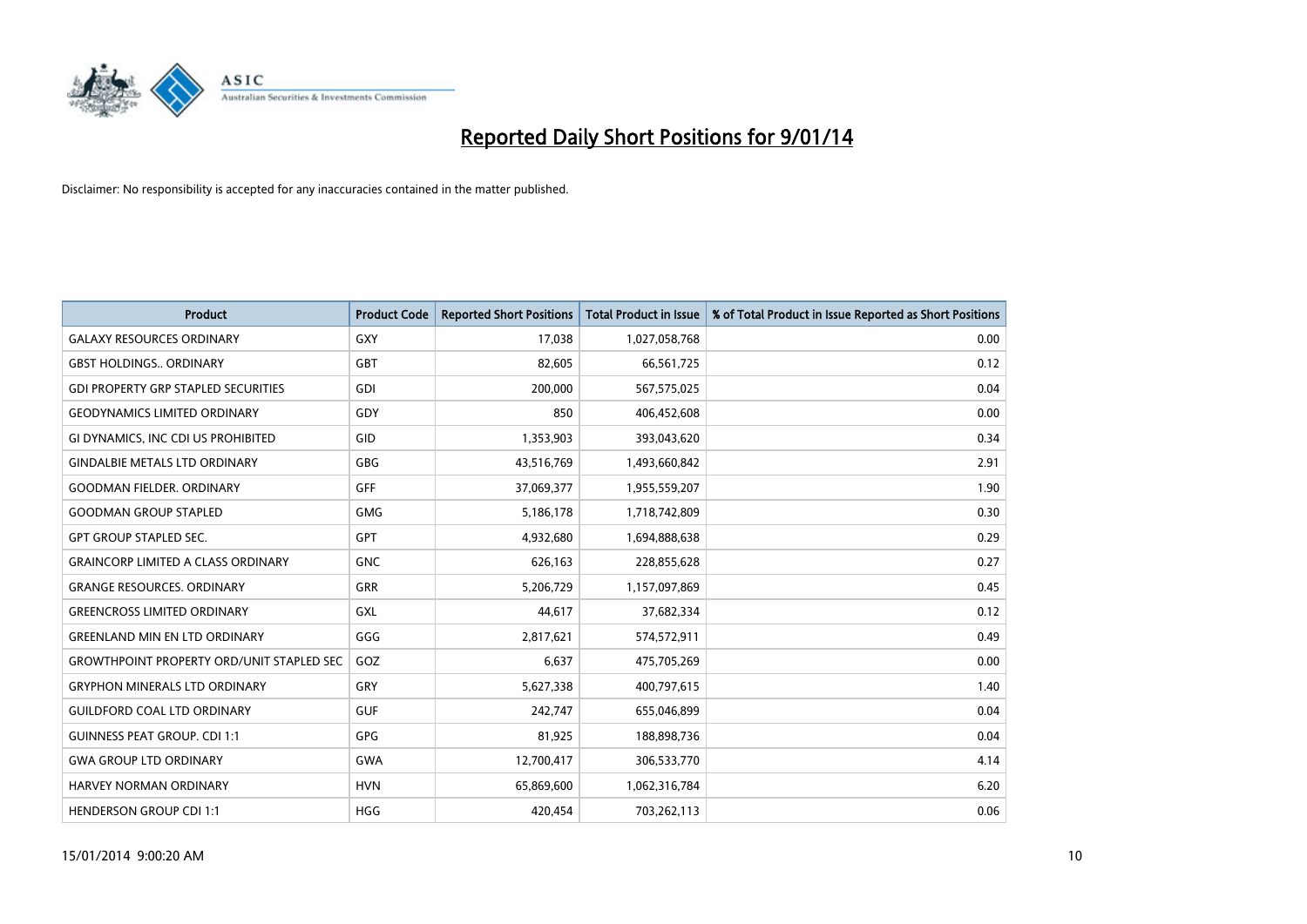# Reported Daily Short Positions for 9/01/14

Disclaimer: No responsibility is accepted for any inaccuracies contained in the matter published.

| Product | Product Code | Reported Short Positions | Total Product in Issue | % of Total Product in Issue Reported as Short Positions |
|---|---|---|---|---|
| GALAXY RESOURCES ORDINARY | GXY | 17,038 | 1,027,058,768 | 0.00 |
| GBST HOLDINGS.. ORDINARY | GBT | 82,605 | 66,561,725 | 0.12 |
| GDI PROPERTY GRP STAPLED SECURITIES | GDI | 200,000 | 567,575,025 | 0.04 |
| GEODYNAMICS LIMITED ORDINARY | GDY | 850 | 406,452,608 | 0.00 |
| GI DYNAMICS, INC CDI US PROHIBITED | GID | 1,353,903 | 393,043,620 | 0.34 |
| GINDALBIE METALS LTD ORDINARY | GBG | 43,516,769 | 1,493,660,842 | 2.91 |
| GOODMAN FIELDER. ORDINARY | GFF | 37,069,377 | 1,955,559,207 | 1.90 |
| GOODMAN GROUP STAPLED | GMG | 5,186,178 | 1,718,742,809 | 0.30 |
| GPT GROUP STAPLED SEC. | GPT | 4,932,680 | 1,694,888,638 | 0.29 |
| GRAINCORP LIMITED A CLASS ORDINARY | GNC | 626,163 | 228,855,628 | 0.27 |
| GRANGE RESOURCES. ORDINARY | GRR | 5,206,729 | 1,157,097,869 | 0.45 |
| GREENCROSS LIMITED ORDINARY | GXL | 44,617 | 37,682,334 | 0.12 |
| GREENLAND MIN EN LTD ORDINARY | GGG | 2,817,621 | 574,572,911 | 0.49 |
| GROWTHPOINT PROPERTY ORD/UNIT STAPLED SEC | GOZ | 6,637 | 475,705,269 | 0.00 |
| GRYPHON MINERALS LTD ORDINARY | GRY | 5,627,338 | 400,797,615 | 1.40 |
| GUILDFORD COAL LTD ORDINARY | GUF | 242,747 | 655,046,899 | 0.04 |
| GUINNESS PEAT GROUP. CDI 1:1 | GPG | 81,925 | 188,898,736 | 0.04 |
| GWA GROUP LTD ORDINARY | GWA | 12,700,417 | 306,533,770 | 4.14 |
| HARVEY NORMAN ORDINARY | HVN | 65,869,600 | 1,062,316,784 | 6.20 |
| HENDERSON GROUP CDI 1:1 | HGG | 420,454 | 703,262,113 | 0.06 |

15/01/2014 9:00:20 AM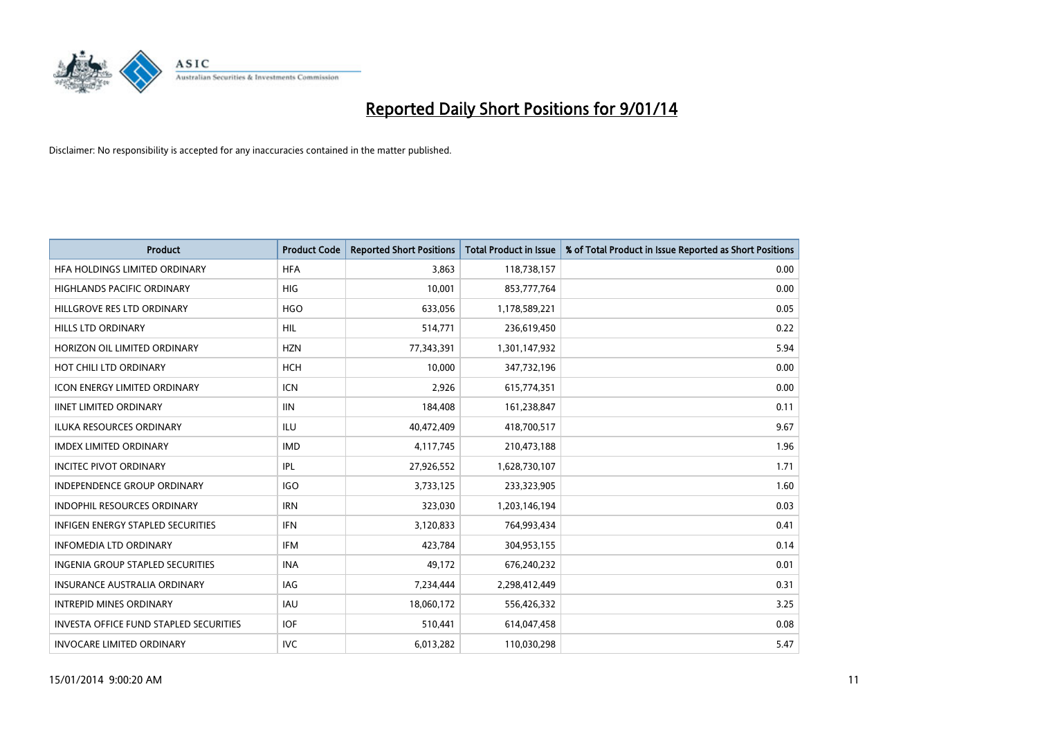# Reported Daily Short Positions for 9/01/14

Disclaimer: No responsibility is accepted for any inaccuracies contained in the matter published.

| Product | Product Code | Reported Short Positions | Total Product in Issue | % of Total Product in Issue Reported as Short Positions |
|---|---|---|---|---|
| HFA HOLDINGS LIMITED ORDINARY | HFA | 3,863 | 118,738,157 | 0.00 |
| HIGHLANDS PACIFIC ORDINARY | HIG | 10,001 | 853,777,764 | 0.00 |
| HILLGROVE RES LTD ORDINARY | HGO | 633,056 | 1,178,589,221 | 0.05 |
| HILLS LTD ORDINARY | HIL | 514,771 | 236,619,450 | 0.22 |
| HORIZON OIL LIMITED ORDINARY | HZN | 77,343,391 | 1,301,147,932 | 5.94 |
| HOT CHILI LTD ORDINARY | HCH | 10,000 | 347,732,196 | 0.00 |
| ICON ENERGY LIMITED ORDINARY | ICN | 2,926 | 615,774,351 | 0.00 |
| IINET LIMITED ORDINARY | IIN | 184,408 | 161,238,847 | 0.11 |
| ILUKA RESOURCES ORDINARY | ILU | 40,472,409 | 418,700,517 | 9.67 |
| IMDEX LIMITED ORDINARY | IMD | 4,117,745 | 210,473,188 | 1.96 |
| INCITEC PIVOT ORDINARY | IPL | 27,926,552 | 1,628,730,107 | 1.71 |
| INDEPENDENCE GROUP ORDINARY | IGO | 3,733,125 | 233,323,905 | 1.60 |
| INDOPHIL RESOURCES ORDINARY | IRN | 323,030 | 1,203,146,194 | 0.03 |
| INFIGEN ENERGY STAPLED SECURITIES | IFN | 3,120,833 | 764,993,434 | 0.41 |
| INFOMEDIA LTD ORDINARY | IFM | 423,784 | 304,953,155 | 0.14 |
| INGENIA GROUP STAPLED SECURITIES | INA | 49,172 | 676,240,232 | 0.01 |
| INSURANCE AUSTRALIA ORDINARY | IAG | 7,234,444 | 2,298,412,449 | 0.31 |
| INTREPID MINES ORDINARY | IAU | 18,060,172 | 556,426,332 | 3.25 |
| INVESTA OFFICE FUND STAPLED SECURITIES | IOF | 510,441 | 614,047,458 | 0.08 |
| INVOCARE LIMITED ORDINARY | IVC | 6,013,282 | 110,030,298 | 5.47 |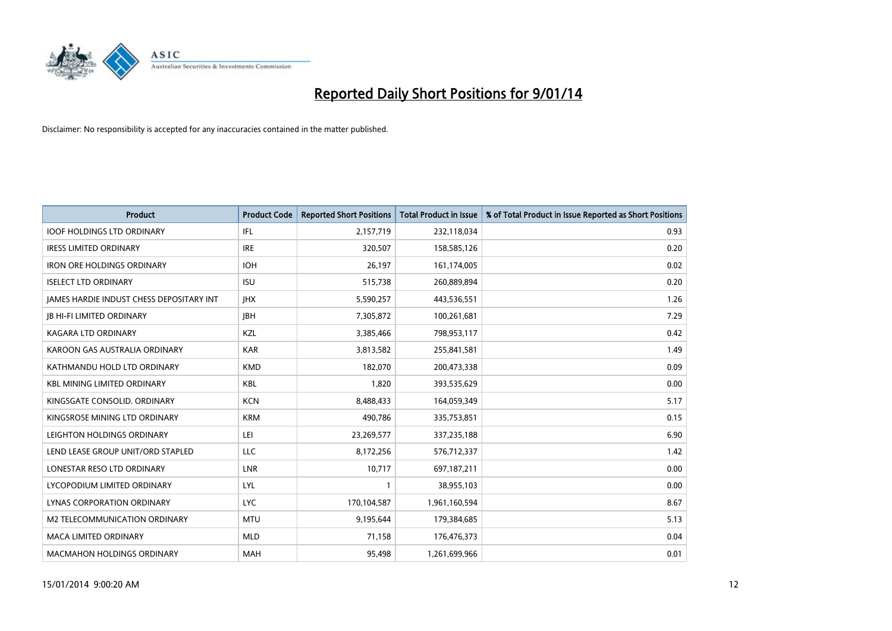# Reported Daily Short Positions for 9/01/14

Disclaimer: No responsibility is accepted for any inaccuracies contained in the matter published.

| Product | Product Code | Reported Short Positions | Total Product in Issue | % of Total Product in Issue Reported as Short Positions |
|---|---|---|---|---|
| IOOF HOLDINGS LTD ORDINARY | IFL | 2,157,719 | 232,118,034 | 0.93 |
| IRESS LIMITED ORDINARY | IRE | 320,507 | 158,585,126 | 0.20 |
| IRON ORE HOLDINGS ORDINARY | IOH | 26,197 | 161,174,005 | 0.02 |
| ISELECT LTD ORDINARY | ISU | 515,738 | 260,889,894 | 0.20 |
| JAMES HARDIE INDUST CHESS DEPOSITARY INT | JHX | 5,590,257 | 443,536,551 | 1.26 |
| JB HI-FI LIMITED ORDINARY | JBH | 7,305,872 | 100,261,681 | 7.29 |
| KAGARA LTD ORDINARY | KZL | 3,385,466 | 798,953,117 | 0.42 |
| KAROON GAS AUSTRALIA ORDINARY | KAR | 3,813,582 | 255,841,581 | 1.49 |
| KATHMANDU HOLD LTD ORDINARY | KMD | 182,070 | 200,473,338 | 0.09 |
| KBL MINING LIMITED ORDINARY | KBL | 1,820 | 393,535,629 | 0.00 |
| KINGSGATE CONSOLID. ORDINARY | KCN | 8,488,433 | 164,059,349 | 5.17 |
| KINGSROSE MINING LTD ORDINARY | KRM | 490,786 | 335,753,851 | 0.15 |
| LEIGHTON HOLDINGS ORDINARY | LEI | 23,269,577 | 337,235,188 | 6.90 |
| LEND LEASE GROUP UNIT/ORD STAPLED | LLC | 8,172,256 | 576,712,337 | 1.42 |
| LONESTAR RESO LTD ORDINARY | LNR | 10,717 | 697,187,211 | 0.00 |
| LYCOPODIUM LIMITED ORDINARY | LYL | 1 | 38,955,103 | 0.00 |
| LYNAS CORPORATION ORDINARY | LYC | 170,104,587 | 1,961,160,594 | 8.67 |
| M2 TELECOMMUNICATION ORDINARY | MTU | 9,195,644 | 179,384,685 | 5.13 |
| MACA LIMITED ORDINARY | MLD | 71,158 | 176,476,373 | 0.04 |
| MACMAHON HOLDINGS ORDINARY | MAH | 95,498 | 1,261,699,966 | 0.01 |

15/01/2014 9:00:20 AM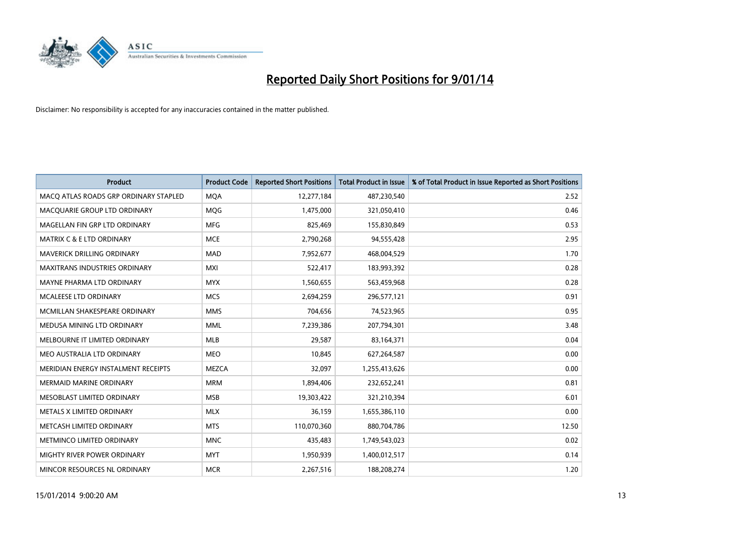# Reported Daily Short Positions for 9/01/14

Disclaimer: No responsibility is accepted for any inaccuracies contained in the matter published.

| Product | Product Code | Reported Short Positions | Total Product in Issue | % of Total Product in Issue Reported as Short Positions |
|---|---|---|---|---|
| MACQ ATLAS ROADS GRP ORDINARY STAPLED | MQA | 12,277,184 | 487,230,540 | 2.52 |
| MACQUARIE GROUP LTD ORDINARY | MQG | 1,475,000 | 321,050,410 | 0.46 |
| MAGELLAN FIN GRP LTD ORDINARY | MFG | 825,469 | 155,830,849 | 0.53 |
| MATRIX C & E LTD ORDINARY | MCE | 2,790,268 | 94,555,428 | 2.95 |
| MAVERICK DRILLING ORDINARY | MAD | 7,952,677 | 468,004,529 | 1.70 |
| MAXITRANS INDUSTRIES ORDINARY | MXI | 522,417 | 183,993,392 | 0.28 |
| MAYNE PHARMA LTD ORDINARY | MYX | 1,560,655 | 563,459,968 | 0.28 |
| MCALEESE LTD ORDINARY | MCS | 2,694,259 | 296,577,121 | 0.91 |
| MCMILLAN SHAKESPEARE ORDINARY | MMS | 704,656 | 74,523,965 | 0.95 |
| MEDUSA MINING LTD ORDINARY | MML | 7,239,386 | 207,794,301 | 3.48 |
| MELBOURNE IT LIMITED ORDINARY | MLB | 29,587 | 83,164,371 | 0.04 |
| MEO AUSTRALIA LTD ORDINARY | MEO | 10,845 | 627,264,587 | 0.00 |
| MERIDIAN ENERGY INSTALMENT RECEIPTS | MEZCA | 32,097 | 1,255,413,626 | 0.00 |
| MERMAID MARINE ORDINARY | MRM | 1,894,406 | 232,652,241 | 0.81 |
| MESOBLAST LIMITED ORDINARY | MSB | 19,303,422 | 321,210,394 | 6.01 |
| METALS X LIMITED ORDINARY | MLX | 36,159 | 1,655,386,110 | 0.00 |
| METCASH LIMITED ORDINARY | MTS | 110,070,360 | 880,704,786 | 12.50 |
| METMINCO LIMITED ORDINARY | MNC | 435,483 | 1,749,543,023 | 0.02 |
| MIGHTY RIVER POWER ORDINARY | MYT | 1,950,939 | 1,400,012,517 | 0.14 |
| MINCOR RESOURCES NL ORDINARY | MCR | 2,267,516 | 188,208,274 | 1.20 |

15/01/2014 9:00:20 AM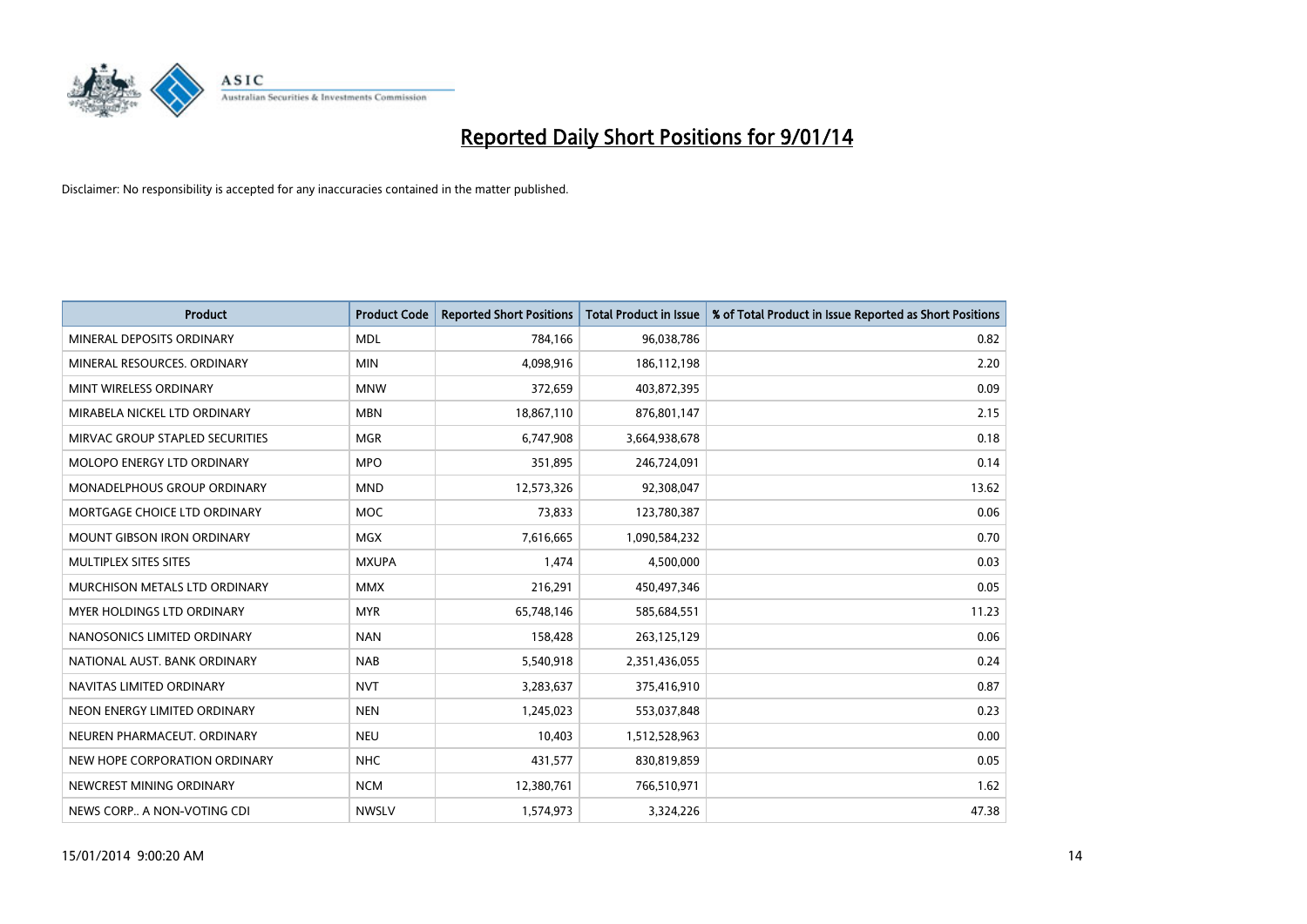# Reported Daily Short Positions for 9/01/14

Disclaimer: No responsibility is accepted for any inaccuracies contained in the matter published.

| Product | Product Code | Reported Short Positions | Total Product in Issue | % of Total Product in Issue Reported as Short Positions |
| --- | --- | --- | --- | --- |
| MINERAL DEPOSITS ORDINARY | MDL | 784,166 | 96,038,786 | 0.82 |
| MINERAL RESOURCES. ORDINARY | MIN | 4,098,916 | 186,112,198 | 2.20 |
| MINT WIRELESS ORDINARY | MNW | 372,659 | 403,872,395 | 0.09 |
| MIRABELA NICKEL LTD ORDINARY | MBN | 18,867,110 | 876,801,147 | 2.15 |
| MIRVAC GROUP STAPLED SECURITIES | MGR | 6,747,908 | 3,664,938,678 | 0.18 |
| MOLOPO ENERGY LTD ORDINARY | MPO | 351,895 | 246,724,091 | 0.14 |
| MONADELPHOUS GROUP ORDINARY | MND | 12,573,326 | 92,308,047 | 13.62 |
| MORTGAGE CHOICE LTD ORDINARY | MOC | 73,833 | 123,780,387 | 0.06 |
| MOUNT GIBSON IRON ORDINARY | MGX | 7,616,665 | 1,090,584,232 | 0.70 |
| MULTIPLEX SITES SITES | MXUPA | 1,474 | 4,500,000 | 0.03 |
| MURCHISON METALS LTD ORDINARY | MMX | 216,291 | 450,497,346 | 0.05 |
| MYER HOLDINGS LTD ORDINARY | MYR | 65,748,146 | 585,684,551 | 11.23 |
| NANOSONICS LIMITED ORDINARY | NAN | 158,428 | 263,125,129 | 0.06 |
| NATIONAL AUST. BANK ORDINARY | NAB | 5,540,918 | 2,351,436,055 | 0.24 |
| NAVITAS LIMITED ORDINARY | NVT | 3,283,637 | 375,416,910 | 0.87 |
| NEON ENERGY LIMITED ORDINARY | NEN | 1,245,023 | 553,037,848 | 0.23 |
| NEUREN PHARMACEUT. ORDINARY | NEU | 10,403 | 1,512,528,963 | 0.00 |
| NEW HOPE CORPORATION ORDINARY | NHC | 431,577 | 830,819,859 | 0.05 |
| NEWCREST MINING ORDINARY | NCM | 12,380,761 | 766,510,971 | 1.62 |
| NEWS CORP.. A NON-VOTING CDI | NWSLV | 1,574,973 | 3,324,226 | 47.38 |

15/01/2014 9:00:20 AM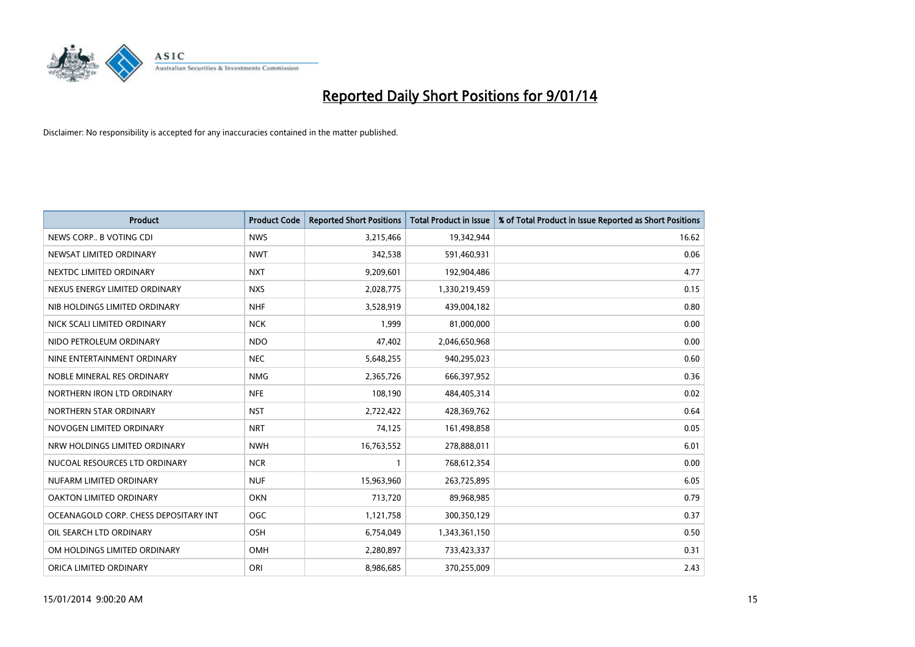# Reported Daily Short Positions for 9/01/14

Disclaimer: No responsibility is accepted for any inaccuracies contained in the matter published.

| Product | Product Code | Reported Short Positions | Total Product in Issue | % of Total Product in Issue Reported as Short Positions |
|---|---|---|---|---|
| NEWS CORP.. B VOTING CDI | NWS | 3,215,466 | 19,342,944 | 16.62 |
| NEWSAT LIMITED ORDINARY | NWT | 342,538 | 591,460,931 | 0.06 |
| NEXTDC LIMITED ORDINARY | NXT | 9,209,601 | 192,904,486 | 4.77 |
| NEXUS ENERGY LIMITED ORDINARY | NXS | 2,028,775 | 1,330,219,459 | 0.15 |
| NIB HOLDINGS LIMITED ORDINARY | NHF | 3,528,919 | 439,004,182 | 0.80 |
| NICK SCALI LIMITED ORDINARY | NCK | 1,999 | 81,000,000 | 0.00 |
| NIDO PETROLEUM ORDINARY | NDO | 47,402 | 2,046,650,968 | 0.00 |
| NINE ENTERTAINMENT ORDINARY | NEC | 5,648,255 | 940,295,023 | 0.60 |
| NOBLE MINERAL RES ORDINARY | NMG | 2,365,726 | 666,397,952 | 0.36 |
| NORTHERN IRON LTD ORDINARY | NFE | 108,190 | 484,405,314 | 0.02 |
| NORTHERN STAR ORDINARY | NST | 2,722,422 | 428,369,762 | 0.64 |
| NOVOGEN LIMITED ORDINARY | NRT | 74,125 | 161,498,858 | 0.05 |
| NRW HOLDINGS LIMITED ORDINARY | NWH | 16,763,552 | 278,888,011 | 6.01 |
| NUCOAL RESOURCES LTD ORDINARY | NCR | 1 | 768,612,354 | 0.00 |
| NUFARM LIMITED ORDINARY | NUF | 15,963,960 | 263,725,895 | 6.05 |
| OAKTON LIMITED ORDINARY | OKN | 713,720 | 89,968,985 | 0.79 |
| OCEANAGOLD CORP. CHESS DEPOSITARY INT | OGC | 1,121,758 | 300,350,129 | 0.37 |
| OIL SEARCH LTD ORDINARY | OSH | 6,754,049 | 1,343,361,150 | 0.50 |
| OM HOLDINGS LIMITED ORDINARY | OMH | 2,280,897 | 733,423,337 | 0.31 |
| ORICA LIMITED ORDINARY | ORI | 8,986,685 | 370,255,009 | 2.43 |

15/01/2014 9:00:20 AM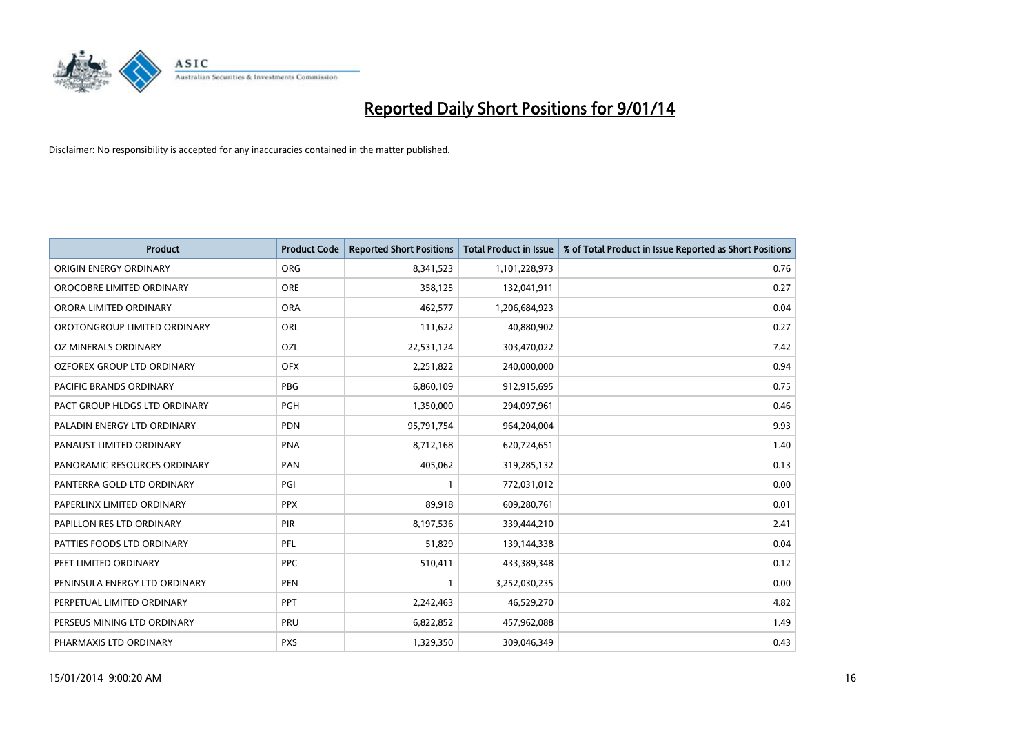# Reported Daily Short Positions for 9/01/14

Disclaimer: No responsibility is accepted for any inaccuracies contained in the matter published.

| Product | Product Code | Reported Short Positions | Total Product in Issue | % of Total Product in Issue Reported as Short Positions |
|---|---|---|---|---|
| ORIGIN ENERGY ORDINARY | ORG | 8,341,523 | 1,101,228,973 | 0.76 |
| OROCOBRE LIMITED ORDINARY | ORE | 358,125 | 132,041,911 | 0.27 |
| ORORA LIMITED ORDINARY | ORA | 462,577 | 1,206,684,923 | 0.04 |
| OROTONGROUP LIMITED ORDINARY | ORL | 111,622 | 40,880,902 | 0.27 |
| OZ MINERALS ORDINARY | OZL | 22,531,124 | 303,470,022 | 7.42 |
| OZFOREX GROUP LTD ORDINARY | OFX | 2,251,822 | 240,000,000 | 0.94 |
| PACIFIC BRANDS ORDINARY | PBG | 6,860,109 | 912,915,695 | 0.75 |
| PACT GROUP HLDGS LTD ORDINARY | PGH | 1,350,000 | 294,097,961 | 0.46 |
| PALADIN ENERGY LTD ORDINARY | PDN | 95,791,754 | 964,204,004 | 9.93 |
| PANAUST LIMITED ORDINARY | PNA | 8,712,168 | 620,724,651 | 1.40 |
| PANORAMIC RESOURCES ORDINARY | PAN | 405,062 | 319,285,132 | 0.13 |
| PANTERRA GOLD LTD ORDINARY | PGI | 1 | 772,031,012 | 0.00 |
| PAPERLINX LIMITED ORDINARY | PPX | 89,918 | 609,280,761 | 0.01 |
| PAPILLON RES LTD ORDINARY | PIR | 8,197,536 | 339,444,210 | 2.41 |
| PATTIES FOODS LTD ORDINARY | PFL | 51,829 | 139,144,338 | 0.04 |
| PEET LIMITED ORDINARY | PPC | 510,411 | 433,389,348 | 0.12 |
| PENINSULA ENERGY LTD ORDINARY | PEN | 1 | 3,252,030,235 | 0.00 |
| PERPETUAL LIMITED ORDINARY | PPT | 2,242,463 | 46,529,270 | 4.82 |
| PERSEUS MINING LTD ORDINARY | PRU | 6,822,852 | 457,962,088 | 1.49 |
| PHARMAXIS LTD ORDINARY | PXS | 1,329,350 | 309,046,349 | 0.43 |

15/01/2014 9:00:20 AM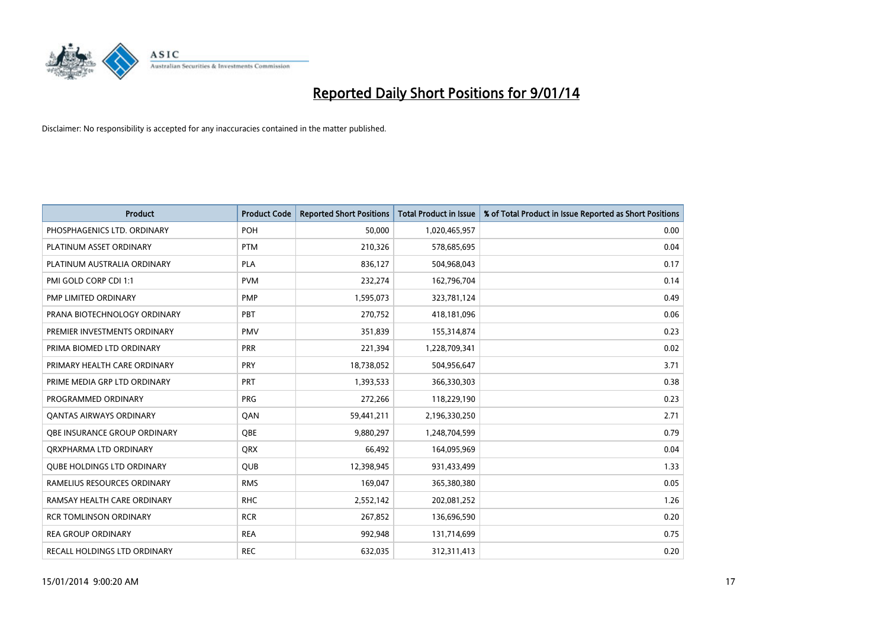# Reported Daily Short Positions for 9/01/14

Disclaimer: No responsibility is accepted for any inaccuracies contained in the matter published.

| Product | Product Code | Reported Short Positions | Total Product in Issue | % of Total Product in Issue Reported as Short Positions |
|---|---|---|---|---|
| PHOSPHAGENICS LTD. ORDINARY | POH | 50,000 | 1,020,465,957 | 0.00 |
| PLATINUM ASSET ORDINARY | PTM | 210,326 | 578,685,695 | 0.04 |
| PLATINUM AUSTRALIA ORDINARY | PLA | 836,127 | 504,968,043 | 0.17 |
| PMI GOLD CORP CDI 1:1 | PVM | 232,274 | 162,796,704 | 0.14 |
| PMP LIMITED ORDINARY | PMP | 1,595,073 | 323,781,124 | 0.49 |
| PRANA BIOTECHNOLOGY ORDINARY | PBT | 270,752 | 418,181,096 | 0.06 |
| PREMIER INVESTMENTS ORDINARY | PMV | 351,839 | 155,314,874 | 0.23 |
| PRIMA BIOMED LTD ORDINARY | PRR | 221,394 | 1,228,709,341 | 0.02 |
| PRIMARY HEALTH CARE ORDINARY | PRY | 18,738,052 | 504,956,647 | 3.71 |
| PRIME MEDIA GRP LTD ORDINARY | PRT | 1,393,533 | 366,330,303 | 0.38 |
| PROGRAMMED ORDINARY | PRG | 272,266 | 118,229,190 | 0.23 |
| QANTAS AIRWAYS ORDINARY | QAN | 59,441,211 | 2,196,330,250 | 2.71 |
| QBE INSURANCE GROUP ORDINARY | QBE | 9,880,297 | 1,248,704,599 | 0.79 |
| QRXPHARMA LTD ORDINARY | QRX | 66,492 | 164,095,969 | 0.04 |
| QUBE HOLDINGS LTD ORDINARY | QUB | 12,398,945 | 931,433,499 | 1.33 |
| RAMELIUS RESOURCES ORDINARY | RMS | 169,047 | 365,380,380 | 0.05 |
| RAMSAY HEALTH CARE ORDINARY | RHC | 2,552,142 | 202,081,252 | 1.26 |
| RCR TOMLINSON ORDINARY | RCR | 267,852 | 136,696,590 | 0.20 |
| REA GROUP ORDINARY | REA | 992,948 | 131,714,699 | 0.75 |
| RECALL HOLDINGS LTD ORDINARY | REC | 632,035 | 312,311,413 | 0.20 |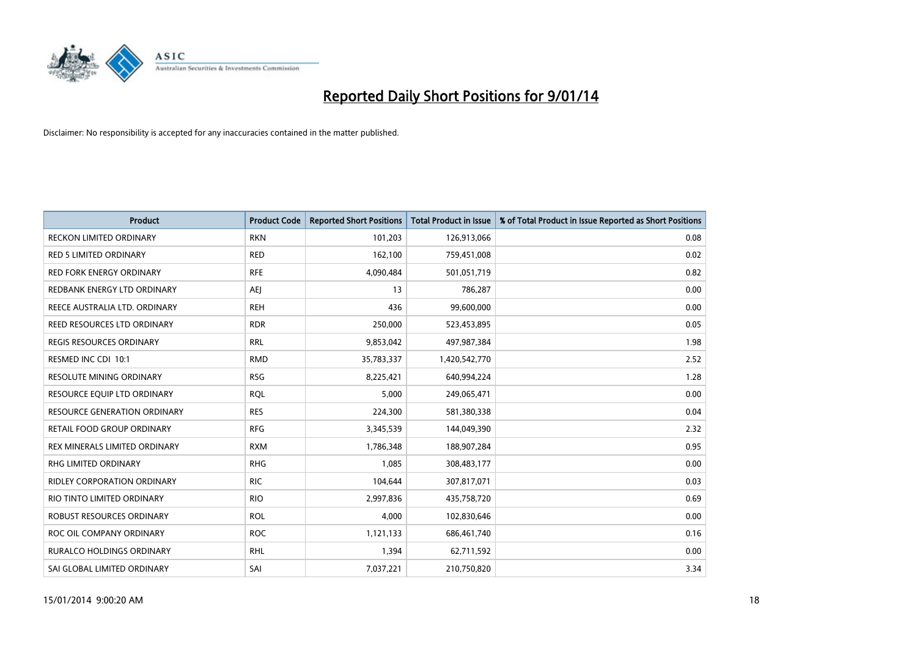# Reported Daily Short Positions for 9/01/14

Disclaimer: No responsibility is accepted for any inaccuracies contained in the matter published.

| Product | Product Code | Reported Short Positions | Total Product in Issue | % of Total Product in Issue Reported as Short Positions |
|---|---|---|---|---|
| RECKON LIMITED ORDINARY | RKN | 101,203 | 126,913,066 | 0.08 |
| RED 5 LIMITED ORDINARY | RED | 162,100 | 759,451,008 | 0.02 |
| RED FORK ENERGY ORDINARY | RFE | 4,090,484 | 501,051,719 | 0.82 |
| REDBANK ENERGY LTD ORDINARY | AEJ | 13 | 786,287 | 0.00 |
| REECE AUSTRALIA LTD. ORDINARY | REH | 436 | 99,600,000 | 0.00 |
| REED RESOURCES LTD ORDINARY | RDR | 250,000 | 523,453,895 | 0.05 |
| REGIS RESOURCES ORDINARY | RRL | 9,853,042 | 497,987,384 | 1.98 |
| RESMED INC CDI 10:1 | RMD | 35,783,337 | 1,420,542,770 | 2.52 |
| RESOLUTE MINING ORDINARY | RSG | 8,225,421 | 640,994,224 | 1.28 |
| RESOURCE EQUIP LTD ORDINARY | RQL | 5,000 | 249,065,471 | 0.00 |
| RESOURCE GENERATION ORDINARY | RES | 224,300 | 581,380,338 | 0.04 |
| RETAIL FOOD GROUP ORDINARY | RFG | 3,345,539 | 144,049,390 | 2.32 |
| REX MINERALS LIMITED ORDINARY | RXM | 1,786,348 | 188,907,284 | 0.95 |
| RHG LIMITED ORDINARY | RHG | 1,085 | 308,483,177 | 0.00 |
| RIDLEY CORPORATION ORDINARY | RIC | 104,644 | 307,817,071 | 0.03 |
| RIO TINTO LIMITED ORDINARY | RIO | 2,997,836 | 435,758,720 | 0.69 |
| ROBUST RESOURCES ORDINARY | ROL | 4,000 | 102,830,646 | 0.00 |
| ROC OIL COMPANY ORDINARY | ROC | 1,121,133 | 686,461,740 | 0.16 |
| RURALCO HOLDINGS ORDINARY | RHL | 1,394 | 62,711,592 | 0.00 |
| SAI GLOBAL LIMITED ORDINARY | SAI | 7,037,221 | 210,750,820 | 3.34 |

15/01/2014 9:00:20 AM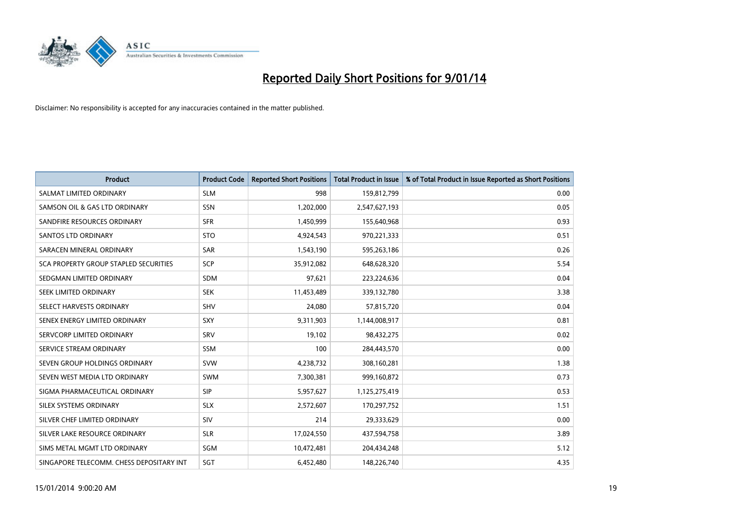# Reported Daily Short Positions for 9/01/14

Disclaimer: No responsibility is accepted for any inaccuracies contained in the matter published.

| Product | Product Code | Reported Short Positions | Total Product in Issue | % of Total Product in Issue Reported as Short Positions |
|---|---|---|---|---|
| SALMAT LIMITED ORDINARY | SLM | 998 | 159,812,799 | 0.00 |
| SAMSON OIL & GAS LTD ORDINARY | SSN | 1,202,000 | 2,547,627,193 | 0.05 |
| SANDFIRE RESOURCES ORDINARY | SFR | 1,450,999 | 155,640,968 | 0.93 |
| SANTOS LTD ORDINARY | STO | 4,924,543 | 970,221,333 | 0.51 |
| SARACEN MINERAL ORDINARY | SAR | 1,543,190 | 595,263,186 | 0.26 |
| SCA PROPERTY GROUP STAPLED SECURITIES | SCP | 35,912,082 | 648,628,320 | 5.54 |
| SEDGMAN LIMITED ORDINARY | SDM | 97,621 | 223,224,636 | 0.04 |
| SEEK LIMITED ORDINARY | SEK | 11,453,489 | 339,132,780 | 3.38 |
| SELECT HARVESTS ORDINARY | SHV | 24,080 | 57,815,720 | 0.04 |
| SENEX ENERGY LIMITED ORDINARY | SXY | 9,311,903 | 1,144,008,917 | 0.81 |
| SERVCORP LIMITED ORDINARY | SRV | 19,102 | 98,432,275 | 0.02 |
| SERVICE STREAM ORDINARY | SSM | 100 | 284,443,570 | 0.00 |
| SEVEN GROUP HOLDINGS ORDINARY | SVW | 4,238,732 | 308,160,281 | 1.38 |
| SEVEN WEST MEDIA LTD ORDINARY | SWM | 7,300,381 | 999,160,872 | 0.73 |
| SIGMA PHARMACEUTICAL ORDINARY | SIP | 5,957,627 | 1,125,275,419 | 0.53 |
| SILEX SYSTEMS ORDINARY | SLX | 2,572,607 | 170,297,752 | 1.51 |
| SILVER CHEF LIMITED ORDINARY | SIV | 214 | 29,333,629 | 0.00 |
| SILVER LAKE RESOURCE ORDINARY | SLR | 17,024,550 | 437,594,758 | 3.89 |
| SIMS METAL MGMT LTD ORDINARY | SGM | 10,472,481 | 204,434,248 | 5.12 |
| SINGAPORE TELECOMM. CHESS DEPOSITARY INT | SGT | 6,452,480 | 148,226,740 | 4.35 |

15/01/2014 9:00:20 AM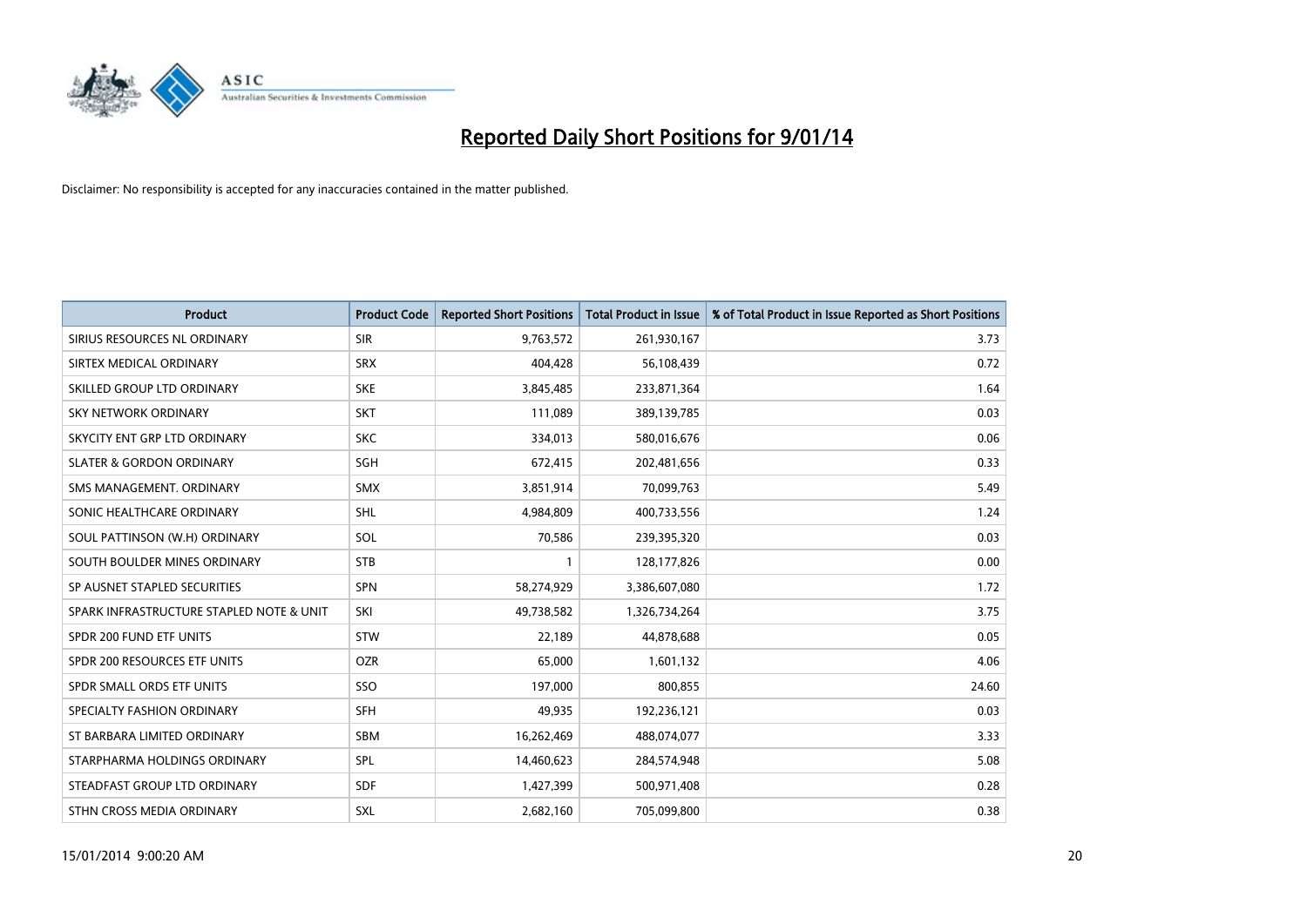# Reported Daily Short Positions for 9/01/14

Disclaimer: No responsibility is accepted for any inaccuracies contained in the matter published.

| Product | Product Code | Reported Short Positions | Total Product in Issue | % of Total Product in Issue Reported as Short Positions |
|---|---|---|---|---|
| SIRIUS RESOURCES NL ORDINARY | SIR | 9,763,572 | 261,930,167 | 3.73 |
| SIRTEX MEDICAL ORDINARY | SRX | 404,428 | 56,108,439 | 0.72 |
| SKILLED GROUP LTD ORDINARY | SKE | 3,845,485 | 233,871,364 | 1.64 |
| SKY NETWORK ORDINARY | SKT | 111,089 | 389,139,785 | 0.03 |
| SKYCITY ENT GRP LTD ORDINARY | SKC | 334,013 | 580,016,676 | 0.06 |
| SLATER & GORDON ORDINARY | SGH | 672,415 | 202,481,656 | 0.33 |
| SMS MANAGEMENT. ORDINARY | SMX | 3,851,914 | 70,099,763 | 5.49 |
| SONIC HEALTHCARE ORDINARY | SHL | 4,984,809 | 400,733,556 | 1.24 |
| SOUL PATTINSON (W.H) ORDINARY | SOL | 70,586 | 239,395,320 | 0.03 |
| SOUTH BOULDER MINES ORDINARY | STB | 1 | 128,177,826 | 0.00 |
| SP AUSNET STAPLED SECURITIES | SPN | 58,274,929 | 3,386,607,080 | 1.72 |
| SPARK INFRASTRUCTURE STAPLED NOTE & UNIT | SKI | 49,738,582 | 1,326,734,264 | 3.75 |
| SPDR 200 FUND ETF UNITS | STW | 22,189 | 44,878,688 | 0.05 |
| SPDR 200 RESOURCES ETF UNITS | OZR | 65,000 | 1,601,132 | 4.06 |
| SPDR SMALL ORDS ETF UNITS | SSO | 197,000 | 800,855 | 24.60 |
| SPECIALTY FASHION ORDINARY | SFH | 49,935 | 192,236,121 | 0.03 |
| ST BARBARA LIMITED ORDINARY | SBM | 16,262,469 | 488,074,077 | 3.33 |
| STARPHARMA HOLDINGS ORDINARY | SPL | 14,460,623 | 284,574,948 | 5.08 |
| STEADFAST GROUP LTD ORDINARY | SDF | 1,427,399 | 500,971,408 | 0.28 |
| STHN CROSS MEDIA ORDINARY | SXL | 2,682,160 | 705,099,800 | 0.38 |

15/01/2014 9:00:20 AM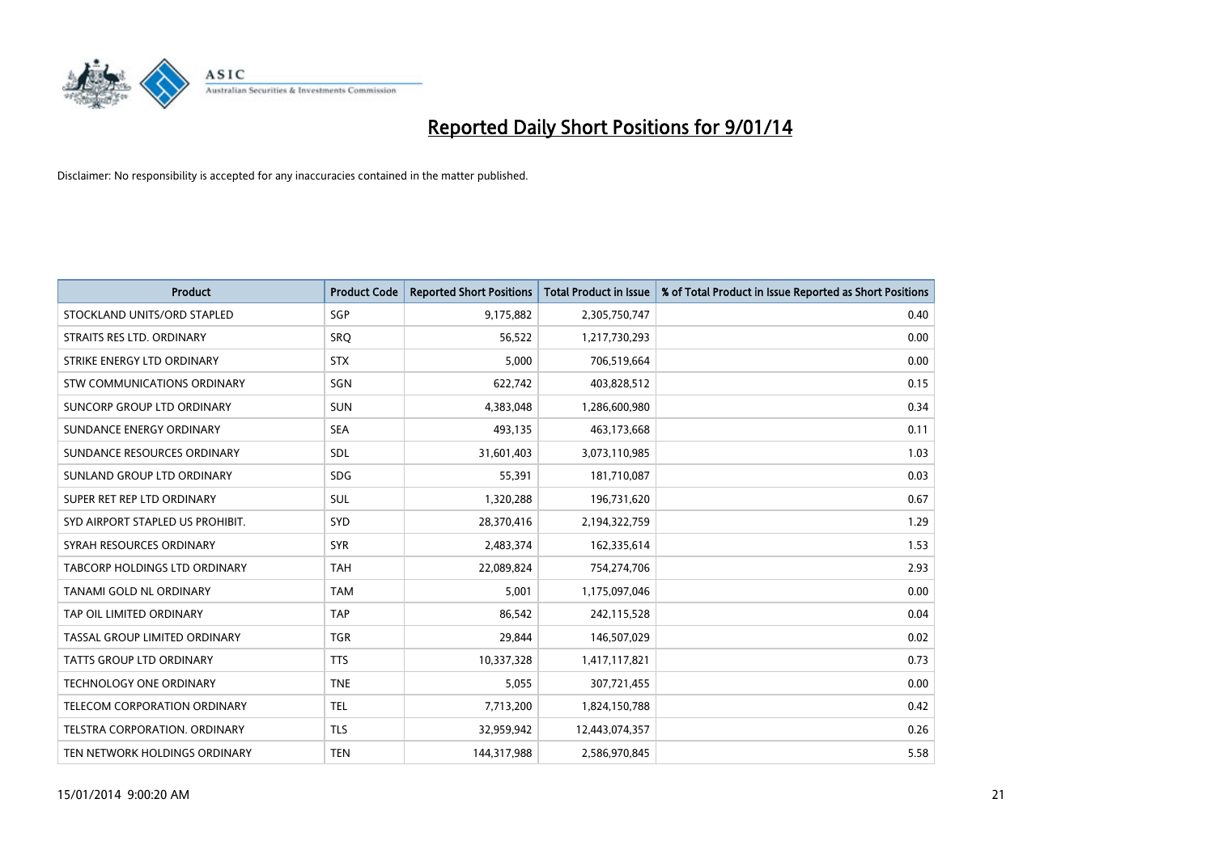# Reported Daily Short Positions for 9/01/14

Disclaimer: No responsibility is accepted for any inaccuracies contained in the matter published.

| Product | Product Code | Reported Short Positions | Total Product in Issue | % of Total Product in Issue Reported as Short Positions |
|---|---|---|---|---|
| STOCKLAND UNITS/ORD STAPLED | SGP | 9,175,882 | 2,305,750,747 | 0.40 |
| STRAITS RES LTD. ORDINARY | SRQ | 56,522 | 1,217,730,293 | 0.00 |
| STRIKE ENERGY LTD ORDINARY | STX | 5,000 | 706,519,664 | 0.00 |
| STW COMMUNICATIONS ORDINARY | SGN | 622,742 | 403,828,512 | 0.15 |
| SUNCORP GROUP LTD ORDINARY | SUN | 4,383,048 | 1,286,600,980 | 0.34 |
| SUNDANCE ENERGY ORDINARY | SEA | 493,135 | 463,173,668 | 0.11 |
| SUNDANCE RESOURCES ORDINARY | SDL | 31,601,403 | 3,073,110,985 | 1.03 |
| SUNLAND GROUP LTD ORDINARY | SDG | 55,391 | 181,710,087 | 0.03 |
| SUPER RET REP LTD ORDINARY | SUL | 1,320,288 | 196,731,620 | 0.67 |
| SYD AIRPORT STAPLED US PROHIBIT. | SYD | 28,370,416 | 2,194,322,759 | 1.29 |
| SYRAH RESOURCES ORDINARY | SYR | 2,483,374 | 162,335,614 | 1.53 |
| TABCORP HOLDINGS LTD ORDINARY | TAH | 22,089,824 | 754,274,706 | 2.93 |
| TANAMI GOLD NL ORDINARY | TAM | 5,001 | 1,175,097,046 | 0.00 |
| TAP OIL LIMITED ORDINARY | TAP | 86,542 | 242,115,528 | 0.04 |
| TASSAL GROUP LIMITED ORDINARY | TGR | 29,844 | 146,507,029 | 0.02 |
| TATTS GROUP LTD ORDINARY | TTS | 10,337,328 | 1,417,117,821 | 0.73 |
| TECHNOLOGY ONE ORDINARY | TNE | 5,055 | 307,721,455 | 0.00 |
| TELECOM CORPORATION ORDINARY | TEL | 7,713,200 | 1,824,150,788 | 0.42 |
| TELSTRA CORPORATION. ORDINARY | TLS | 32,959,942 | 12,443,074,357 | 0.26 |
| TEN NETWORK HOLDINGS ORDINARY | TEN | 144,317,988 | 2,586,970,845 | 5.58 |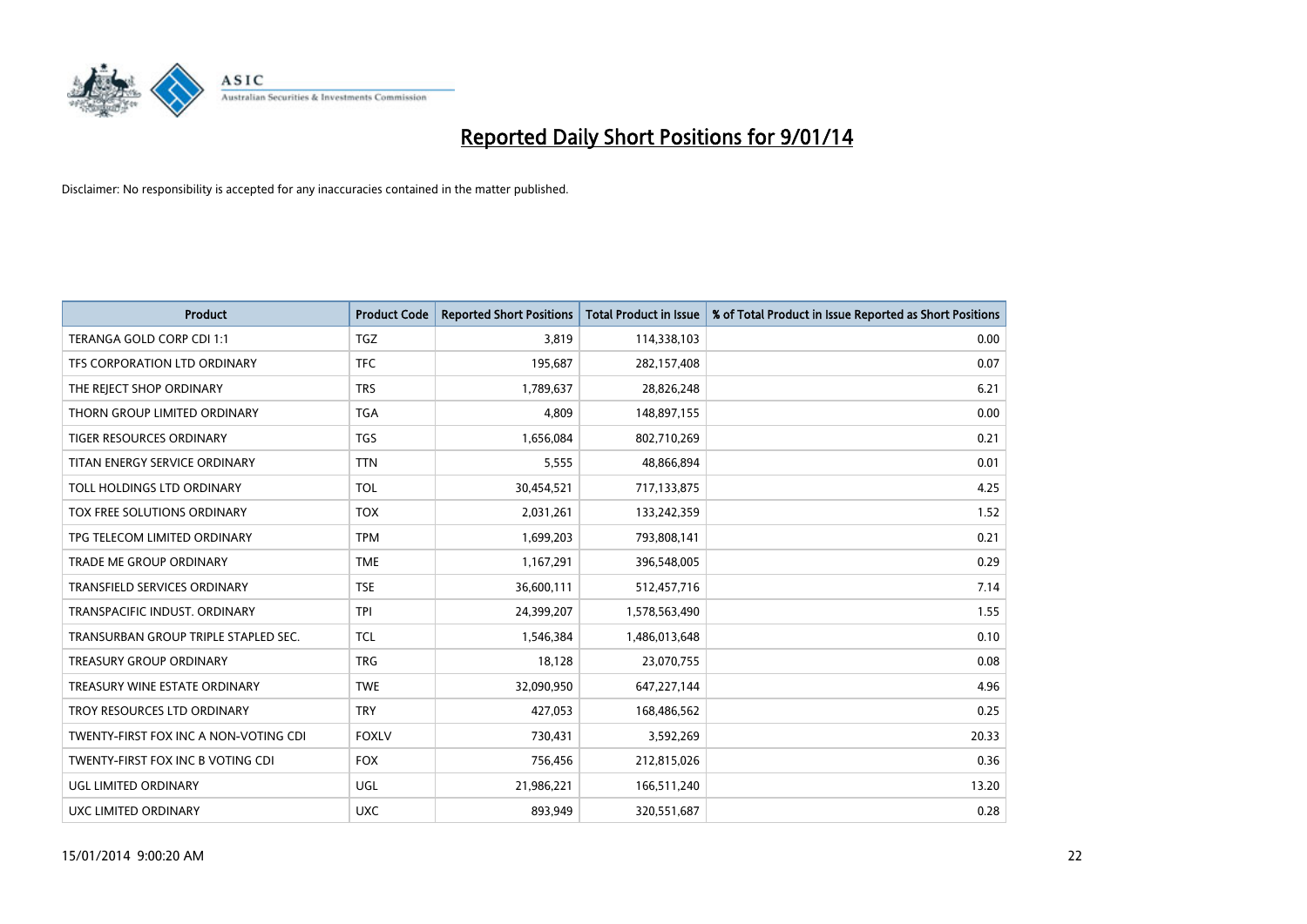# Reported Daily Short Positions for 9/01/14

Disclaimer: No responsibility is accepted for any inaccuracies contained in the matter published.

| Product | Product Code | Reported Short Positions | Total Product in Issue | % of Total Product in Issue Reported as Short Positions |
|---|---|---|---|---|
| TERANGA GOLD CORP CDI 1:1 | TGZ | 3,819 | 114,338,103 | 0.00 |
| TFS CORPORATION LTD ORDINARY | TFC | 195,687 | 282,157,408 | 0.07 |
| THE REJECT SHOP ORDINARY | TRS | 1,789,637 | 28,826,248 | 6.21 |
| THORN GROUP LIMITED ORDINARY | TGA | 4,809 | 148,897,155 | 0.00 |
| TIGER RESOURCES ORDINARY | TGS | 1,656,084 | 802,710,269 | 0.21 |
| TITAN ENERGY SERVICE ORDINARY | TTN | 5,555 | 48,866,894 | 0.01 |
| TOLL HOLDINGS LTD ORDINARY | TOL | 30,454,521 | 717,133,875 | 4.25 |
| TOX FREE SOLUTIONS ORDINARY | TOX | 2,031,261 | 133,242,359 | 1.52 |
| TPG TELECOM LIMITED ORDINARY | TPM | 1,699,203 | 793,808,141 | 0.21 |
| TRADE ME GROUP ORDINARY | TME | 1,167,291 | 396,548,005 | 0.29 |
| TRANSFIELD SERVICES ORDINARY | TSE | 36,600,111 | 512,457,716 | 7.14 |
| TRANSPACIFIC INDUST. ORDINARY | TPI | 24,399,207 | 1,578,563,490 | 1.55 |
| TRANSURBAN GROUP TRIPLE STAPLED SEC. | TCL | 1,546,384 | 1,486,013,648 | 0.10 |
| TREASURY GROUP ORDINARY | TRG | 18,128 | 23,070,755 | 0.08 |
| TREASURY WINE ESTATE ORDINARY | TWE | 32,090,950 | 647,227,144 | 4.96 |
| TROY RESOURCES LTD ORDINARY | TRY | 427,053 | 168,486,562 | 0.25 |
| TWENTY-FIRST FOX INC A NON-VOTING CDI | FOXLV | 730,431 | 3,592,269 | 20.33 |
| TWENTY-FIRST FOX INC B VOTING CDI | FOX | 756,456 | 212,815,026 | 0.36 |
| UGL LIMITED ORDINARY | UGL | 21,986,221 | 166,511,240 | 13.20 |
| UXC LIMITED ORDINARY | UXC | 893,949 | 320,551,687 | 0.28 |

15/01/2014 9:00:20 AM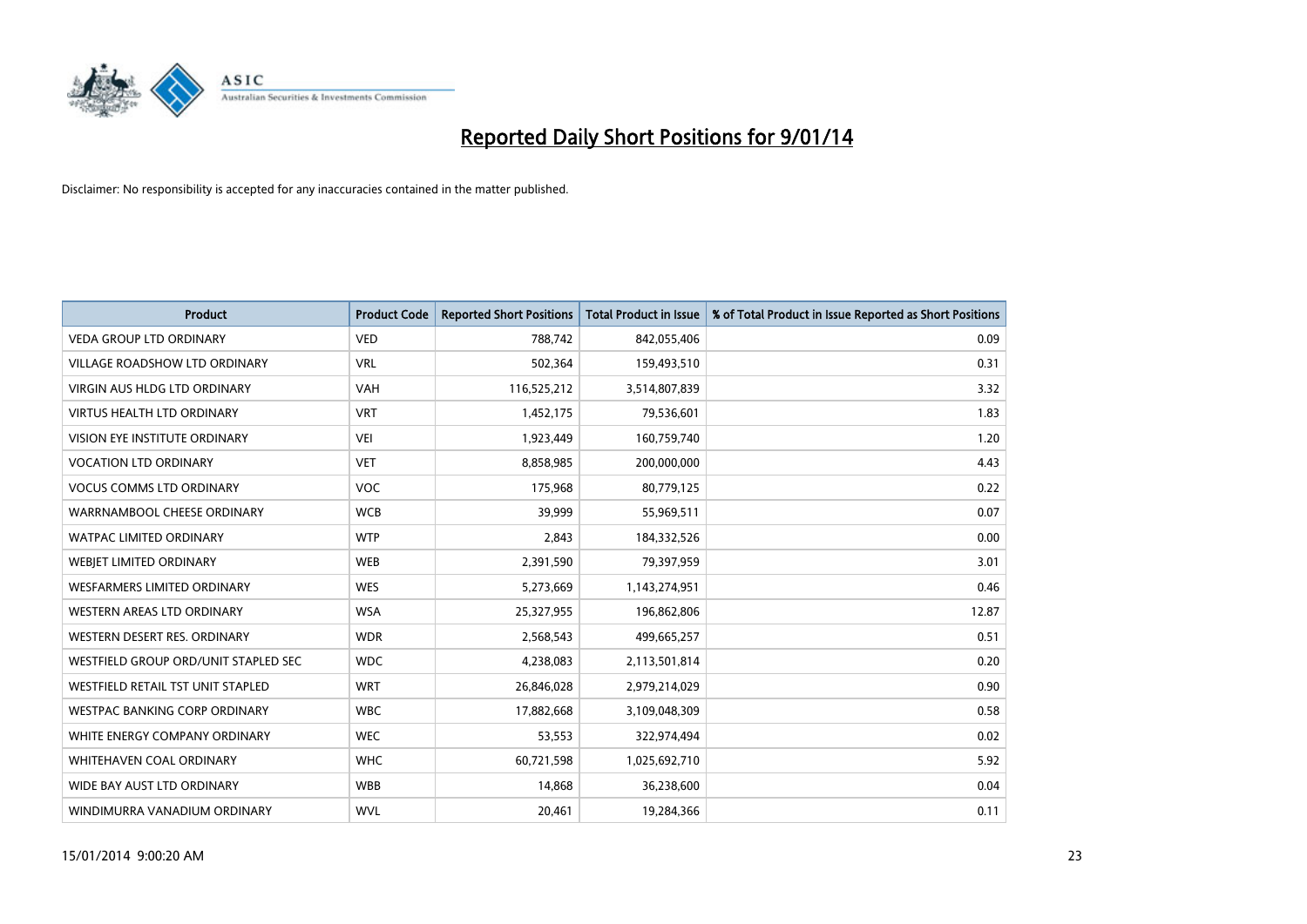# Reported Daily Short Positions for 9/01/14

Disclaimer: No responsibility is accepted for any inaccuracies contained in the matter published.

| Product | Product Code | Reported Short Positions | Total Product in Issue | % of Total Product in Issue Reported as Short Positions |
|---|---|---|---|---|
| VEDA GROUP LTD ORDINARY | VED | 788,742 | 842,055,406 | 0.09 |
| VILLAGE ROADSHOW LTD ORDINARY | VRL | 502,364 | 159,493,510 | 0.31 |
| VIRGIN AUS HLDG LTD ORDINARY | VAH | 116,525,212 | 3,514,807,839 | 3.32 |
| VIRTUS HEALTH LTD ORDINARY | VRT | 1,452,175 | 79,536,601 | 1.83 |
| VISION EYE INSTITUTE ORDINARY | VEI | 1,923,449 | 160,759,740 | 1.20 |
| VOCATION LTD ORDINARY | VET | 8,858,985 | 200,000,000 | 4.43 |
| VOCUS COMMS LTD ORDINARY | VOC | 175,968 | 80,779,125 | 0.22 |
| WARRNAMBOOL CHEESE ORDINARY | WCB | 39,999 | 55,969,511 | 0.07 |
| WATPAC LIMITED ORDINARY | WTP | 2,843 | 184,332,526 | 0.00 |
| WEBJET LIMITED ORDINARY | WEB | 2,391,590 | 79,397,959 | 3.01 |
| WESFARMERS LIMITED ORDINARY | WES | 5,273,669 | 1,143,274,951 | 0.46 |
| WESTERN AREAS LTD ORDINARY | WSA | 25,327,955 | 196,862,806 | 12.87 |
| WESTERN DESERT RES. ORDINARY | WDR | 2,568,543 | 499,665,257 | 0.51 |
| WESTFIELD GROUP ORD/UNIT STAPLED SEC | WDC | 4,238,083 | 2,113,501,814 | 0.20 |
| WESTFIELD RETAIL TST UNIT STAPLED | WRT | 26,846,028 | 2,979,214,029 | 0.90 |
| WESTPAC BANKING CORP ORDINARY | WBC | 17,882,668 | 3,109,048,309 | 0.58 |
| WHITE ENERGY COMPANY ORDINARY | WEC | 53,553 | 322,974,494 | 0.02 |
| WHITEHAVEN COAL ORDINARY | WHC | 60,721,598 | 1,025,692,710 | 5.92 |
| WIDE BAY AUST LTD ORDINARY | WBB | 14,868 | 36,238,600 | 0.04 |
| WINDIMURRA VANADIUM ORDINARY | WVL | 20,461 | 19,284,366 | 0.11 |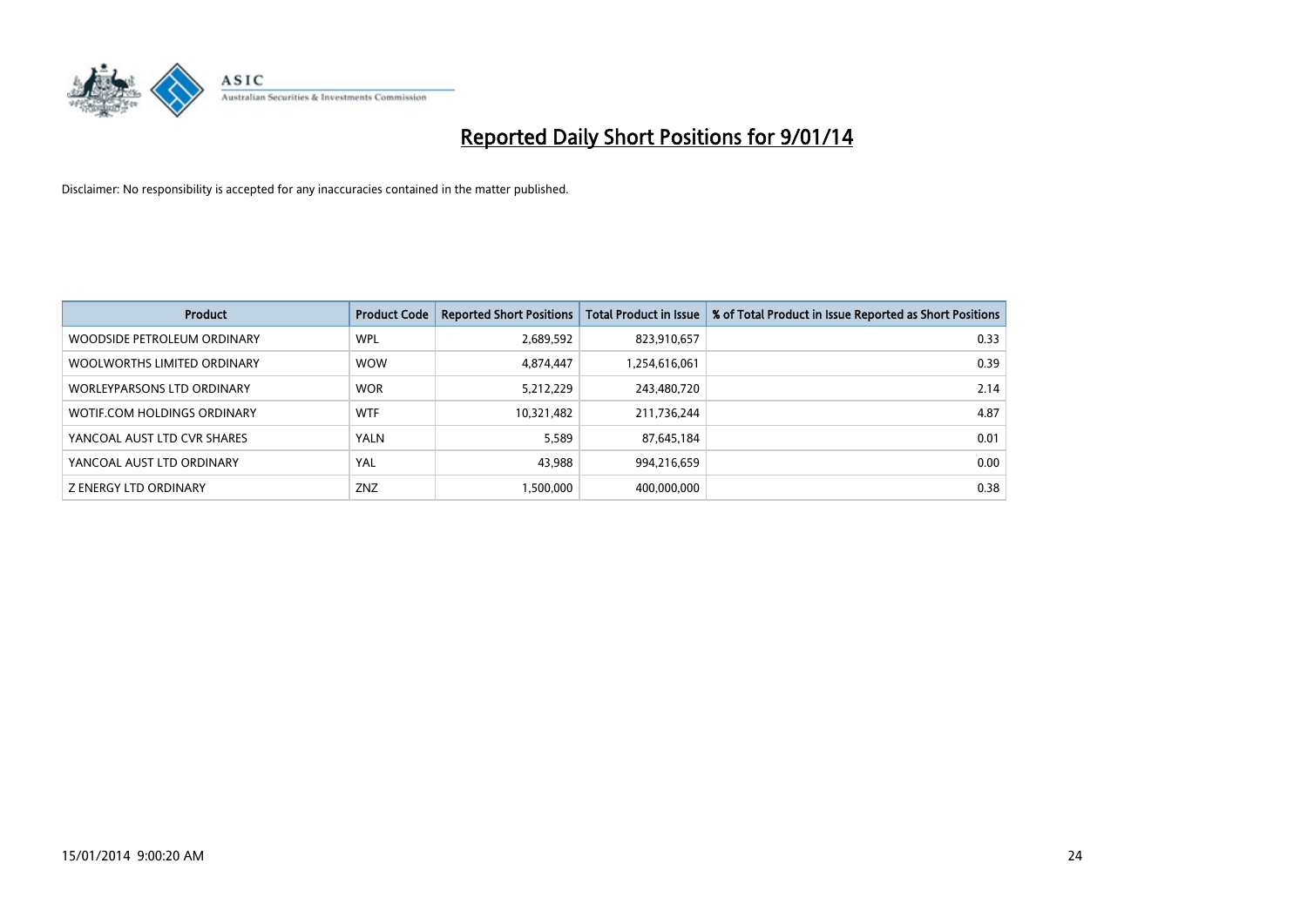# Reported Daily Short Positions for 9/01/14

Disclaimer: No responsibility is accepted for any inaccuracies contained in the matter published.

| Product | Product Code | Reported Short Positions | Total Product in Issue | % of Total Product in Issue Reported as Short Positions |
|---|---|---|---|---|
| WOODSIDE PETROLEUM ORDINARY | WPL | 2,689,592 | 823,910,657 | 0.33 |
| WOOLWORTHS LIMITED ORDINARY | WOW | 4,874,447 | 1,254,616,061 | 0.39 |
| WORLEYPARSONS LTD ORDINARY | WOR | 5,212,229 | 243,480,720 | 2.14 |
| WOTIF.COM HOLDINGS ORDINARY | WTF | 10,321,482 | 211,736,244 | 4.87 |
| YANCOAL AUST LTD CVR SHARES | YALN | 5,589 | 87,645,184 | 0.01 |
| YANCOAL AUST LTD ORDINARY | YAL | 43,988 | 994,216,659 | 0.00 |
| Z ENERGY LTD ORDINARY | ZNZ | 1,500,000 | 400,000,000 | 0.38 |